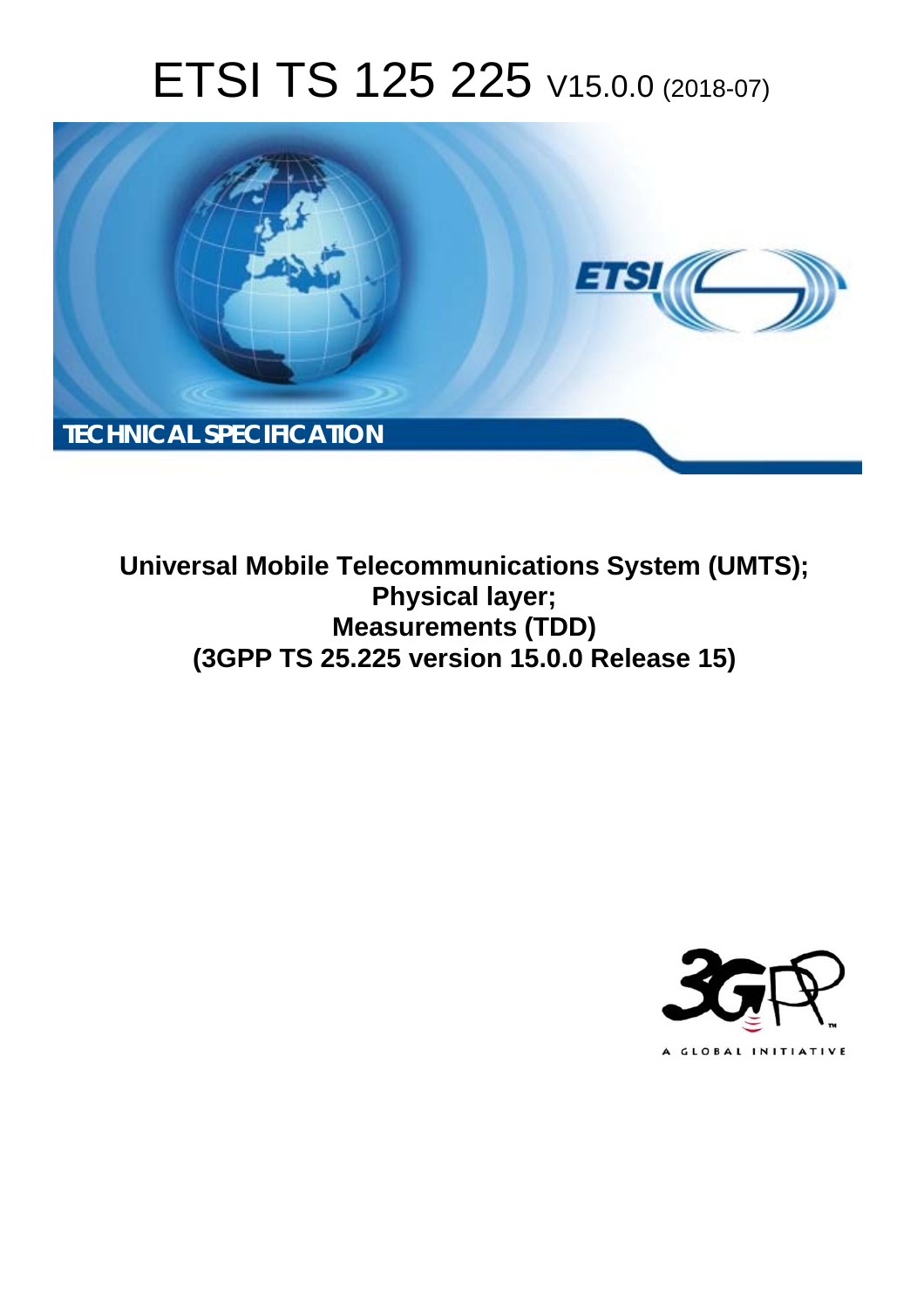# ETSI TS 125 225 V15.0.0 (2018-07)

**TECHNICAL SPECIFICATION**

**Universal Mobile Telecommunications System (UMTS);**
**Physical layer;**
**Measurements (TDD)**
**(3GPP TS 25.225 version 15.0.0 Release 15)**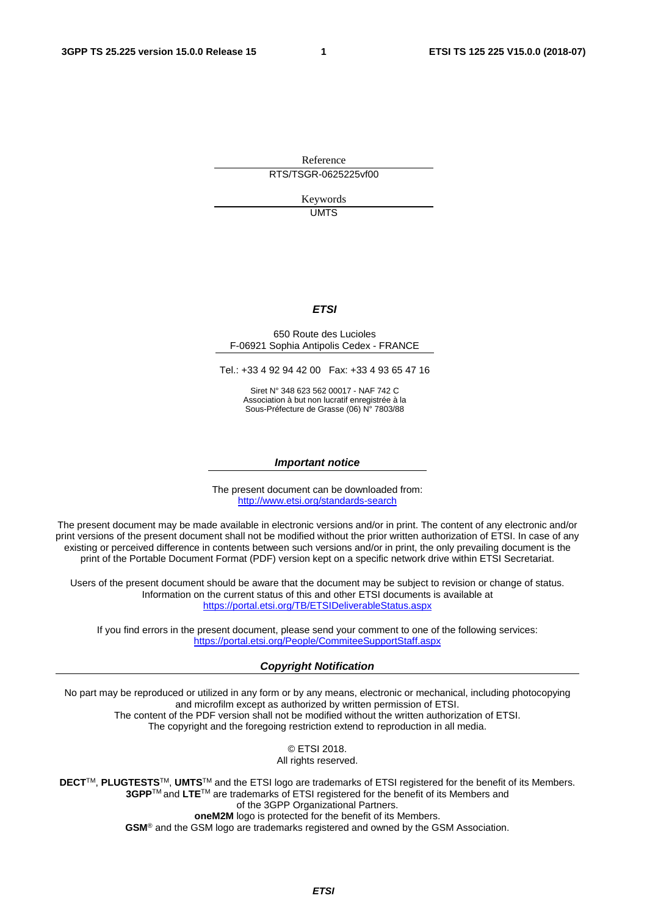Reference

RTS/TSGR-0625225vf00

Keywords

UMTS

***ETSI***

650 Route des Lucioles
F-06921 Sophia Antipolis Cedex - FRANCE

Tel.: +33 4 92 94 42 00   Fax: +33 4 93 65 47 16

Siret N° 348 623 562 00017 - NAF 742 C
Association à but non lucratif enregistrée à la
Sous-Préfecture de Grasse (06) N° 7803/88

***Important notice***

The present document can be downloaded from:
http://www.etsi.org/standards-search

The present document may be made available in electronic versions and/or in print. The content of any electronic and/or print versions of the present document shall not be modified without the prior written authorization of ETSI. In case of any existing or perceived difference in contents between such versions and/or in print, the only prevailing document is the print of the Portable Document Format (PDF) version kept on a specific network drive within ETSI Secretariat.

Users of the present document should be aware that the document may be subject to revision or change of status. Information on the current status of this and other ETSI documents is available at
https://portal.etsi.org/TB/ETSIDeliverableStatus.aspx

If you find errors in the present document, please send your comment to one of the following services:
https://portal.etsi.org/People/CommiteeSupportStaff.aspx

***Copyright Notification***

No part may be reproduced or utilized in any form or by any means, electronic or mechanical, including photocopying and microfilm except as authorized by written permission of ETSI.
The content of the PDF version shall not be modified without the written authorization of ETSI.
The copyright and the foregoing restriction extend to reproduction in all media.

© ETSI 2018.
All rights reserved.

**DECT**™, **PLUGTESTS**™, **UMTS**™ and the ETSI logo are trademarks of ETSI registered for the benefit of its Members.
**3GPP**™ and **LTE**™ are trademarks of ETSI registered for the benefit of its Members and
of the 3GPP Organizational Partners.
**oneM2M** logo is protected for the benefit of its Members.
**GSM**® and the GSM logo are trademarks registered and owned by the GSM Association.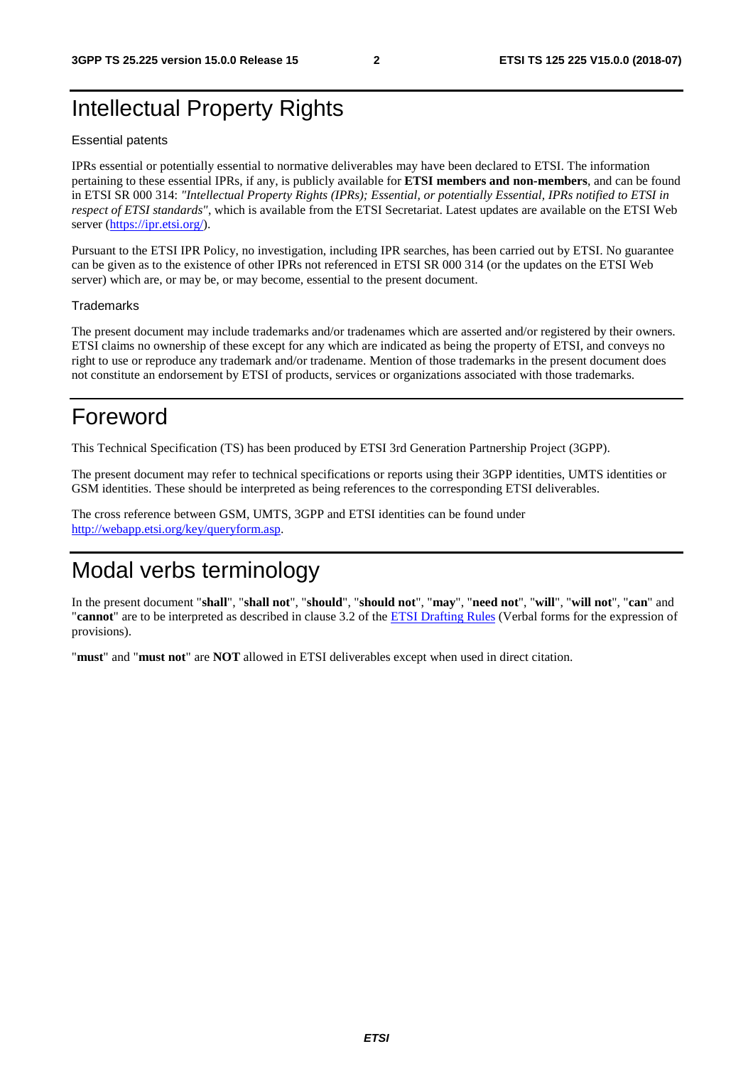# Intellectual Property Rights

Essential patents

IPRs essential or potentially essential to normative deliverables may have been declared to ETSI. The information pertaining to these essential IPRs, if any, is publicly available for **ETSI members and non-members**, and can be found in ETSI SR 000 314: *"Intellectual Property Rights (IPRs); Essential, or potentially Essential, IPRs notified to ETSI in respect of ETSI standards"*, which is available from the ETSI Secretariat. Latest updates are available on the ETSI Web server (https://ipr.etsi.org/).

Pursuant to the ETSI IPR Policy, no investigation, including IPR searches, has been carried out by ETSI. No guarantee can be given as to the existence of other IPRs not referenced in ETSI SR 000 314 (or the updates on the ETSI Web server) which are, or may be, or may become, essential to the present document.

Trademarks

The present document may include trademarks and/or tradenames which are asserted and/or registered by their owners. ETSI claims no ownership of these except for any which are indicated as being the property of ETSI, and conveys no right to use or reproduce any trademark and/or tradename. Mention of those trademarks in the present document does not constitute an endorsement by ETSI of products, services or organizations associated with those trademarks.

# Foreword

This Technical Specification (TS) has been produced by ETSI 3rd Generation Partnership Project (3GPP).

The present document may refer to technical specifications or reports using their 3GPP identities, UMTS identities or GSM identities. These should be interpreted as being references to the corresponding ETSI deliverables.

The cross reference between GSM, UMTS, 3GPP and ETSI identities can be found under http://webapp.etsi.org/key/queryform.asp.

# Modal verbs terminology

In the present document "**shall**", "**shall not**", "**should**", "**should not**", "**may**", "**need not**", "**will**", "**will not**", "**can**" and "**cannot**" are to be interpreted as described in clause 3.2 of the ETSI Drafting Rules (Verbal forms for the expression of provisions).

"**must**" and "**must not**" are **NOT** allowed in ETSI deliverables except when used in direct citation.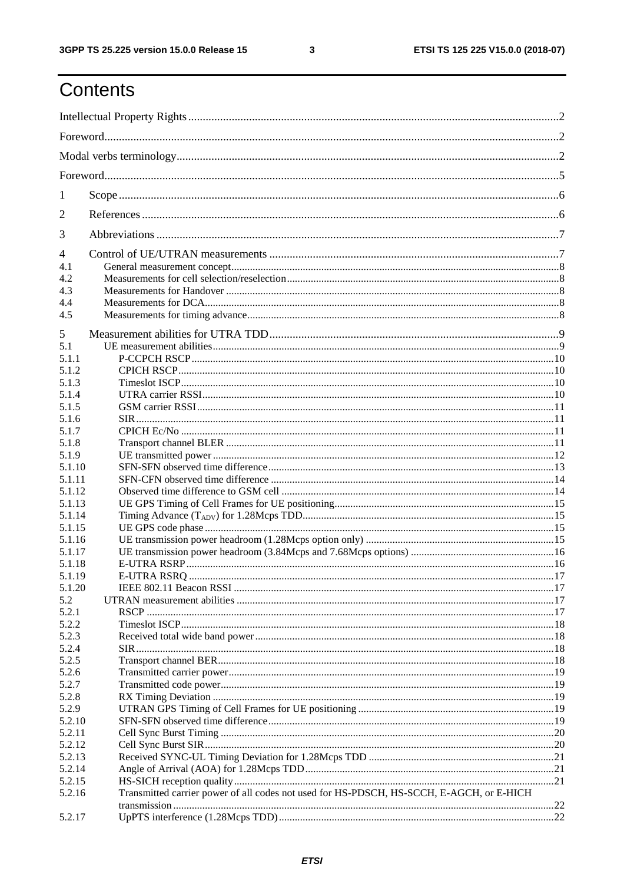# Contents

Intellectual Property Rights ........ 2

Foreword ........ 2

Modal verbs terminology ........ 2

Foreword ........ 5

1 Scope ........ 6

2 References ........ 6

3 Abbreviations ........ 7

4 Control of UE/UTRAN measurements ........ 7

4.1 General measurement concept ........ 8

4.2 Measurements for cell selection/reselection ........ 8

4.3 Measurements for Handover ........ 8

4.4 Measurements for DCA ........ 8

4.5 Measurements for timing advance ........ 8

5 Measurement abilities for UTRA TDD ........ 9

5.1 UE measurement abilities ........ 9

5.1.1 P-CCPCH RSCP ........ 10

5.1.2 CPICH RSCP ........ 10

5.1.3 Timeslot ISCP ........ 10

5.1.4 UTRA carrier RSSI ........ 10

5.1.5 GSM carrier RSSI ........ 11

5.1.6 SIR ........ 11

5.1.7 CPICH Ec/No ........ 11

5.1.8 Transport channel BLER ........ 11

5.1.9 UE transmitted power ........ 12

5.1.10 SFN-SFN observed time difference ........ 13

5.1.11 SFN-CFN observed time difference ........ 14

5.1.12 Observed time difference to GSM cell ........ 14

5.1.13 UE GPS Timing of Cell Frames for UE positioning ........ 15

5.1.14 Timing Advance ($T_{ADV}$) for 1.28Mcps TDD ........ 15

5.1.15 UE GPS code phase ........ 15

5.1.16 UE transmission power headroom (1.28Mcps option only) ........ 15

5.1.17 UE transmission power headroom (3.84Mcps and 7.68Mcps options) ........ 16

5.1.18 E-UTRA RSRP ........ 16

5.1.19 E-UTRA RSRQ ........ 17

5.1.20 IEEE 802.11 Beacon RSSI ........ 17

5.2 UTRAN measurement abilities ........ 17

5.2.1 RSCP ........ 17

5.2.2 Timeslot ISCP ........ 18

5.2.3 Received total wide band power ........ 18

5.2.4 SIR ........ 18

5.2.5 Transport channel BER ........ 18

5.2.6 Transmitted carrier power ........ 19

5.2.7 Transmitted code power ........ 19

5.2.8 RX Timing Deviation ........ 19

5.2.9 UTRAN GPS Timing of Cell Frames for UE positioning ........ 19

5.2.10 SFN-SFN observed time difference ........ 19

5.2.11 Cell Sync Burst Timing ........ 20

5.2.12 Cell Sync Burst SIR ........ 20

5.2.13 Received SYNC-UL Timing Deviation for 1.28Mcps TDD ........ 21

5.2.14 Angle of Arrival (AOA) for 1.28Mcps TDD ........ 21

5.2.15 HS-SICH reception quality ........ 21

5.2.16 Transmitted carrier power of all codes not used for HS-PDSCH, HS-SCCH, E-AGCH, or E-HICH transmission ........ 22

5.2.17 UpPTS interference (1.28Mcps TDD) ........ 22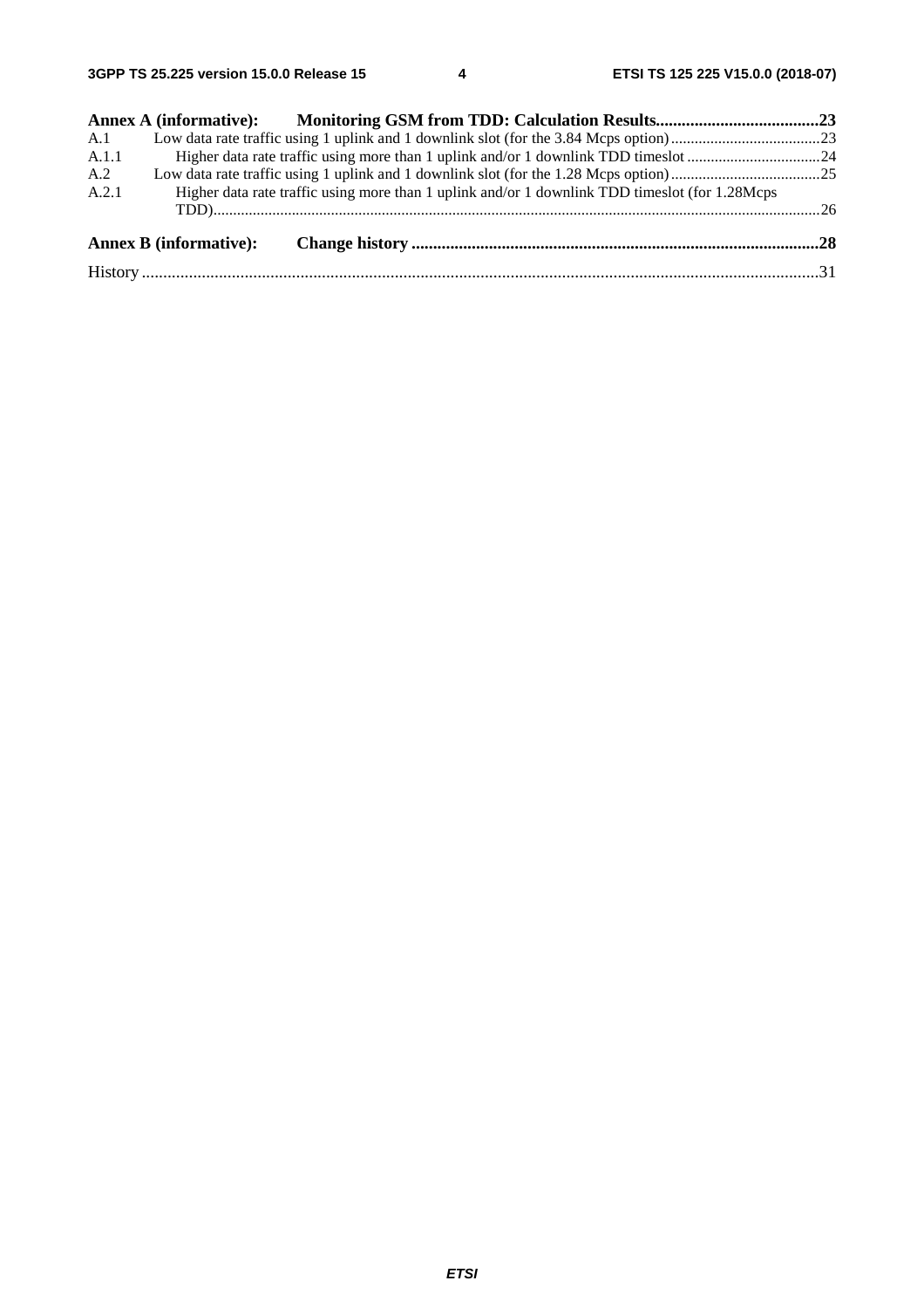**Annex A (informative): Monitoring GSM from TDD: Calculation Results......................................23**

A.1 Low data rate traffic using 1 uplink and 1 downlink slot (for the 3.84 Mcps option)......................................23

A.1.1 Higher data rate traffic using more than 1 uplink and/or 1 downlink TDD timeslot ..................................24

A.2 Low data rate traffic using 1 uplink and 1 downlink slot (for the 1.28 Mcps option)......................................25

A.2.1 Higher data rate traffic using more than 1 uplink and/or 1 downlink TDD timeslot (for 1.28Mcps TDD)..........................................................................................................................................................26

**Annex B (informative): Change history ..............................................................................................28**

History ............................................................................................................................................................31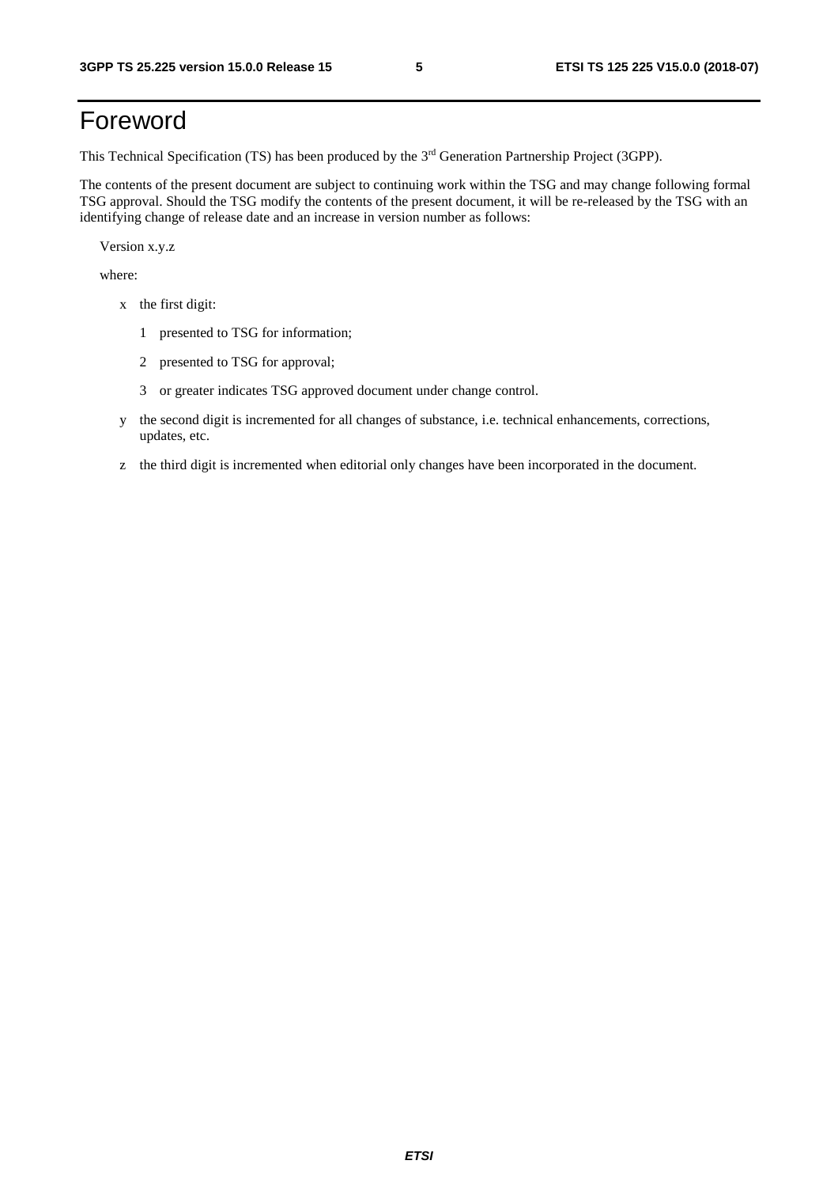# Foreword

This Technical Specification (TS) has been produced by the 3rd Generation Partnership Project (3GPP).

The contents of the present document are subject to continuing work within the TSG and may change following formal TSG approval. Should the TSG modify the contents of the present document, it will be re-released by the TSG with an identifying change of release date and an increase in version number as follows:

Version x.y.z

where:

- x the first digit:
  - 1 presented to TSG for information;
  - 2 presented to TSG for approval;
  - 3 or greater indicates TSG approved document under change control.
- y the second digit is incremented for all changes of substance, i.e. technical enhancements, corrections, updates, etc.
- z the third digit is incremented when editorial only changes have been incorporated in the document.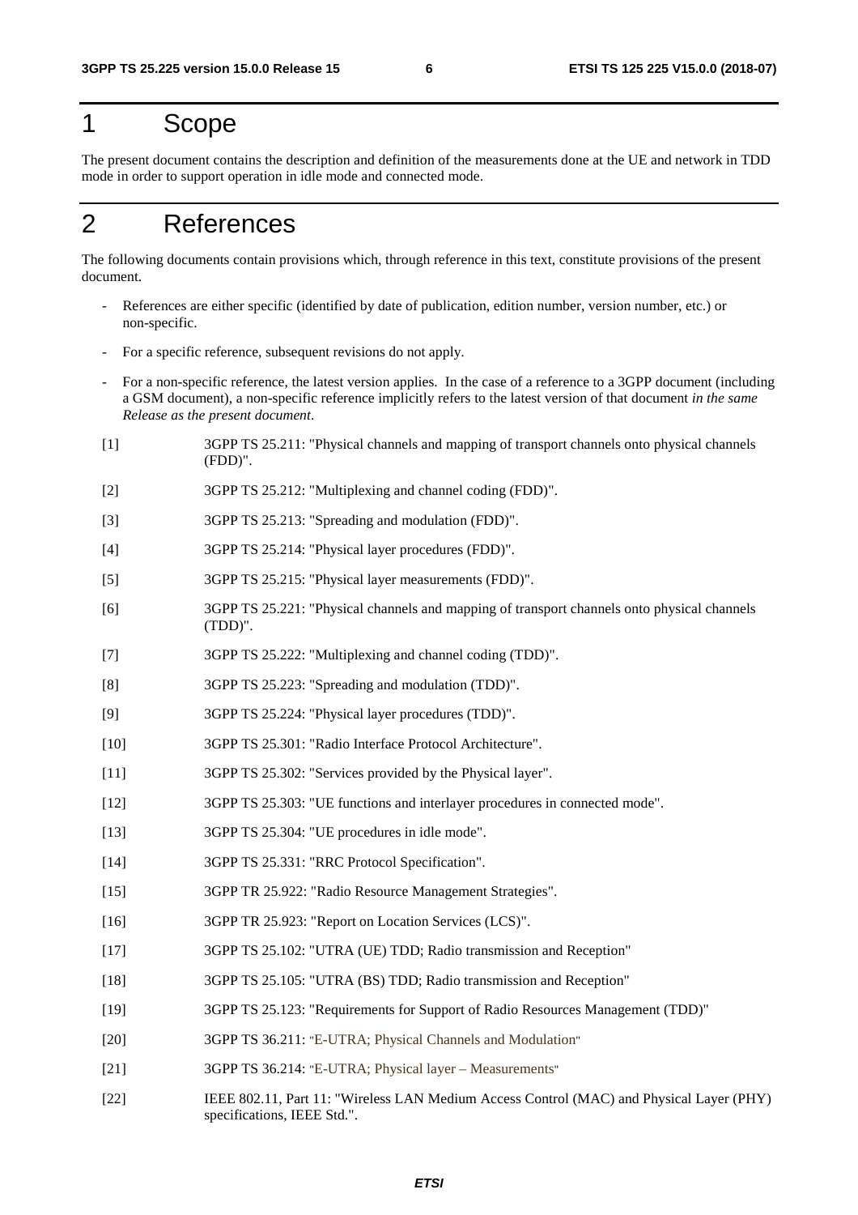# 1 Scope

The present document contains the description and definition of the measurements done at the UE and network in TDD mode in order to support operation in idle mode and connected mode.

# 2 References

The following documents contain provisions which, through reference in this text, constitute provisions of the present document.

- References are either specific (identified by date of publication, edition number, version number, etc.) or non-specific.
- For a specific reference, subsequent revisions do not apply.
- For a non-specific reference, the latest version applies. In the case of a reference to a 3GPP document (including a GSM document), a non-specific reference implicitly refers to the latest version of that document *in the same Release as the present document*.

[1] 3GPP TS 25.211: "Physical channels and mapping of transport channels onto physical channels (FDD)".

[2] 3GPP TS 25.212: "Multiplexing and channel coding (FDD)".

[3] 3GPP TS 25.213: "Spreading and modulation (FDD)".

[4] 3GPP TS 25.214: "Physical layer procedures (FDD)".

[5] 3GPP TS 25.215: "Physical layer measurements (FDD)".

[6] 3GPP TS 25.221: "Physical channels and mapping of transport channels onto physical channels (TDD)".

[7] 3GPP TS 25.222: "Multiplexing and channel coding (TDD)".

[8] 3GPP TS 25.223: "Spreading and modulation (TDD)".

[9] 3GPP TS 25.224: "Physical layer procedures (TDD)".

[10] 3GPP TS 25.301: "Radio Interface Protocol Architecture".

[11] 3GPP TS 25.302: "Services provided by the Physical layer".

[12] 3GPP TS 25.303: "UE functions and interlayer procedures in connected mode".

[13] 3GPP TS 25.304: "UE procedures in idle mode".

[14] 3GPP TS 25.331: "RRC Protocol Specification".

[15] 3GPP TR 25.922: "Radio Resource Management Strategies".

[16] 3GPP TR 25.923: "Report on Location Services (LCS)".

[17] 3GPP TS 25.102: "UTRA (UE) TDD; Radio transmission and Reception"

[18] 3GPP TS 25.105: "UTRA (BS) TDD; Radio transmission and Reception"

[19] 3GPP TS 25.123: "Requirements for Support of Radio Resources Management (TDD)"

[20] 3GPP TS 36.211: "E-UTRA; Physical Channels and Modulation"

[21] 3GPP TS 36.214: "E-UTRA; Physical layer – Measurements"

[22] IEEE 802.11, Part 11: "Wireless LAN Medium Access Control (MAC) and Physical Layer (PHY) specifications, IEEE Std.".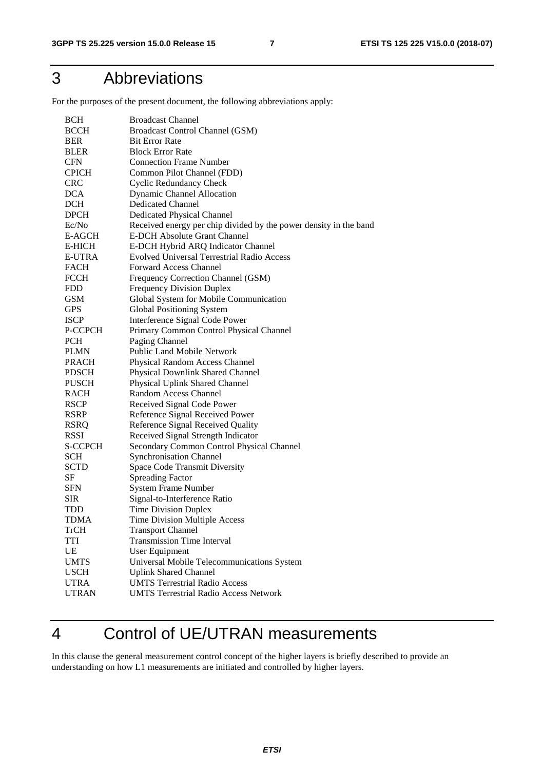# 3 Abbreviations

For the purposes of the present document, the following abbreviations apply:

| | |
|---|---|
| BCH | Broadcast Channel |
| BCCH | Broadcast Control Channel (GSM) |
| BER | Bit Error Rate |
| BLER | Block Error Rate |
| CFN | Connection Frame Number |
| CPICH | Common Pilot Channel (FDD) |
| CRC | Cyclic Redundancy Check |
| DCA | Dynamic Channel Allocation |
| DCH | Dedicated Channel |
| DPCH | Dedicated Physical Channel |
| Ec/No | Received energy per chip divided by the power density in the band |
| E-AGCH | E-DCH Absolute Grant Channel |
| E-HICH | E-DCH Hybrid ARQ Indicator Channel |
| E-UTRA | Evolved Universal Terrestrial Radio Access |
| FACH | Forward Access Channel |
| FCCH | Frequency Correction Channel (GSM) |
| FDD | Frequency Division Duplex |
| GSM | Global System for Mobile Communication |
| GPS | Global Positioning System |
| ISCP | Interference Signal Code Power |
| P-CCPCH | Primary Common Control Physical Channel |
| PCH | Paging Channel |
| PLMN | Public Land Mobile Network |
| PRACH | Physical Random Access Channel |
| PDSCH | Physical Downlink Shared Channel |
| PUSCH | Physical Uplink Shared Channel |
| RACH | Random Access Channel |
| RSCP | Received Signal Code Power |
| RSRP | Reference Signal Received Power |
| RSRQ | Reference Signal Received Quality |
| RSSI | Received Signal Strength Indicator |
| S-CCPCH | Secondary Common Control Physical Channel |
| SCH | Synchronisation Channel |
| SCTD | Space Code Transmit Diversity |
| SF | Spreading Factor |
| SFN | System Frame Number |
| SIR | Signal-to-Interference Ratio |
| TDD | Time Division Duplex |
| TDMA | Time Division Multiple Access |
| TrCH | Transport Channel |
| TTI | Transmission Time Interval |
| UE | User Equipment |
| UMTS | Universal Mobile Telecommunications System |
| USCH | Uplink Shared Channel |
| UTRA | UMTS Terrestrial Radio Access |
| UTRAN | UMTS Terrestrial Radio Access Network |

# 4 Control of UE/UTRAN measurements

In this clause the general measurement control concept of the higher layers is briefly described to provide an understanding on how L1 measurements are initiated and controlled by higher layers.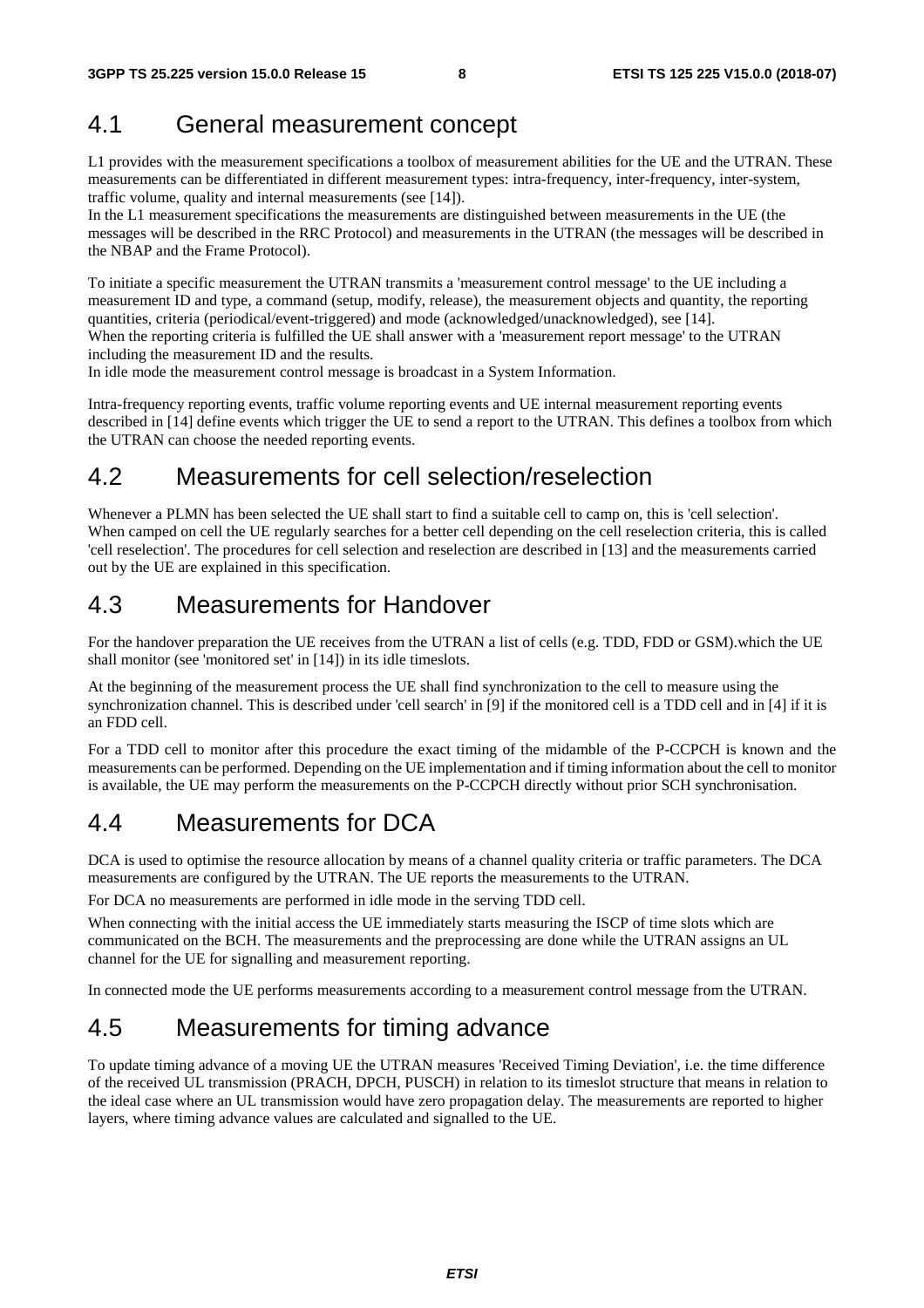## 4.1 General measurement concept

L1 provides with the measurement specifications a toolbox of measurement abilities for the UE and the UTRAN. These measurements can be differentiated in different measurement types: intra-frequency, inter-frequency, inter-system, traffic volume, quality and internal measurements (see [14]).
In the L1 measurement specifications the measurements are distinguished between measurements in the UE (the messages will be described in the RRC Protocol) and measurements in the UTRAN (the messages will be described in the NBAP and the Frame Protocol).

To initiate a specific measurement the UTRAN transmits a 'measurement control message' to the UE including a measurement ID and type, a command (setup, modify, release), the measurement objects and quantity, the reporting quantities, criteria (periodical/event-triggered) and mode (acknowledged/unacknowledged), see [14].
When the reporting criteria is fulfilled the UE shall answer with a 'measurement report message' to the UTRAN including the measurement ID and the results.
In idle mode the measurement control message is broadcast in a System Information.

Intra-frequency reporting events, traffic volume reporting events and UE internal measurement reporting events described in [14] define events which trigger the UE to send a report to the UTRAN. This defines a toolbox from which the UTRAN can choose the needed reporting events.

## 4.2 Measurements for cell selection/reselection

Whenever a PLMN has been selected the UE shall start to find a suitable cell to camp on, this is 'cell selection'. When camped on cell the UE regularly searches for a better cell depending on the cell reselection criteria, this is called 'cell reselection'. The procedures for cell selection and reselection are described in [13] and the measurements carried out by the UE are explained in this specification.

## 4.3 Measurements for Handover

For the handover preparation the UE receives from the UTRAN a list of cells (e.g. TDD, FDD or GSM).which the UE shall monitor (see 'monitored set' in [14]) in its idle timeslots.

At the beginning of the measurement process the UE shall find synchronization to the cell to measure using the synchronization channel. This is described under 'cell search' in [9] if the monitored cell is a TDD cell and in [4] if it is an FDD cell.

For a TDD cell to monitor after this procedure the exact timing of the midamble of the P-CCPCH is known and the measurements can be performed. Depending on the UE implementation and if timing information about the cell to monitor is available, the UE may perform the measurements on the P-CCPCH directly without prior SCH synchronisation.

## 4.4 Measurements for DCA

DCA is used to optimise the resource allocation by means of a channel quality criteria or traffic parameters. The DCA measurements are configured by the UTRAN. The UE reports the measurements to the UTRAN.

For DCA no measurements are performed in idle mode in the serving TDD cell.

When connecting with the initial access the UE immediately starts measuring the ISCP of time slots which are communicated on the BCH. The measurements and the preprocessing are done while the UTRAN assigns an UL channel for the UE for signalling and measurement reporting.

In connected mode the UE performs measurements according to a measurement control message from the UTRAN.

## 4.5 Measurements for timing advance

To update timing advance of a moving UE the UTRAN measures 'Received Timing Deviation', i.e. the time difference of the received UL transmission (PRACH, DPCH, PUSCH) in relation to its timeslot structure that means in relation to the ideal case where an UL transmission would have zero propagation delay. The measurements are reported to higher layers, where timing advance values are calculated and signalled to the UE.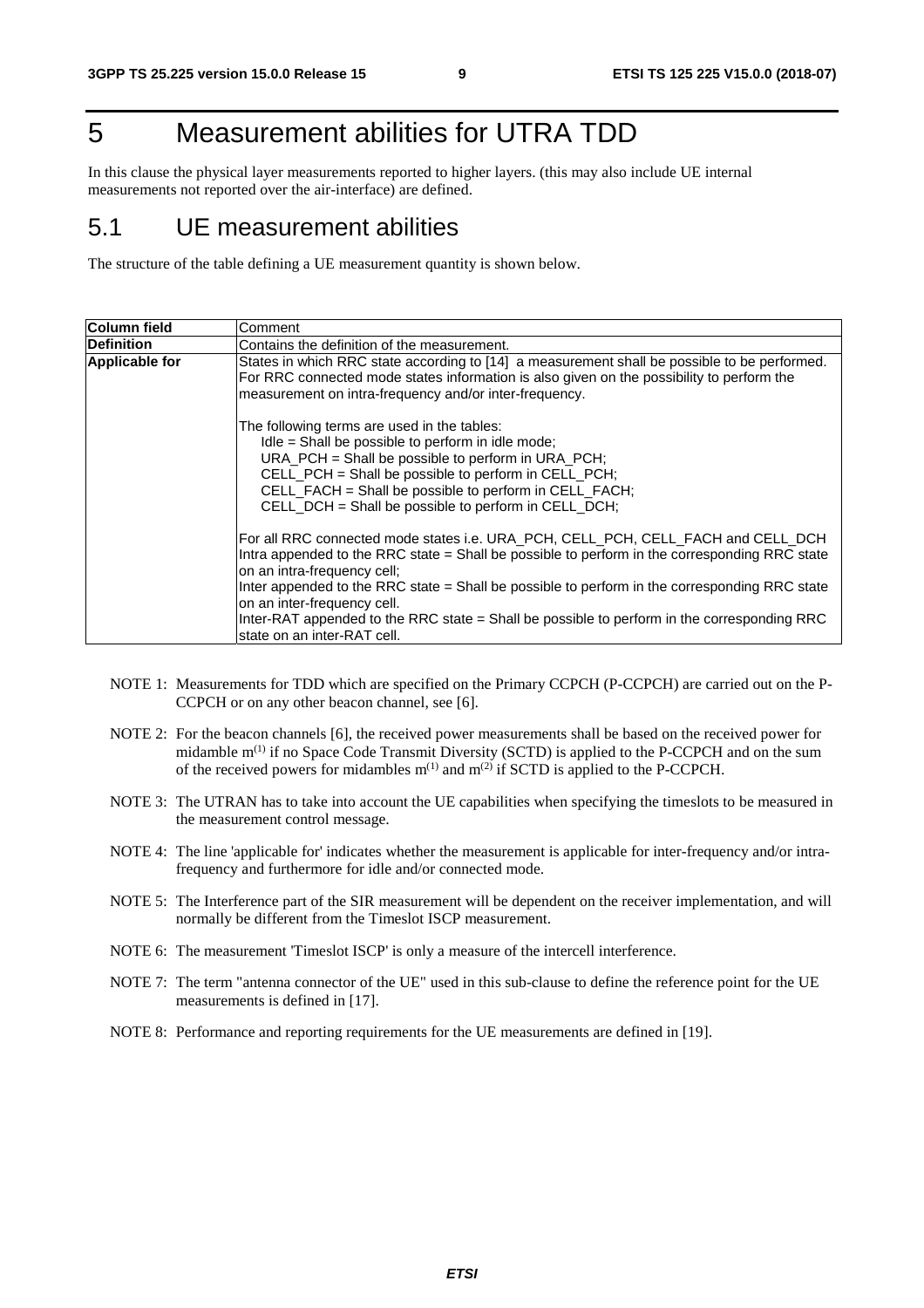# 5 Measurement abilities for UTRA TDD

In this clause the physical layer measurements reported to higher layers. (this may also include UE internal measurements not reported over the air-interface) are defined.

## 5.1 UE measurement abilities

The structure of the table defining a UE measurement quantity is shown below.

| **Column field** | Comment |
|---|---|
| **Definition** | Contains the definition of the measurement. |
| **Applicable for** | States in which RRC state according to [14] a measurement shall be possible to be performed. For RRC connected mode states information is also given on the possibility to perform the measurement on intra-frequency and/or inter-frequency.<br><br>The following terms are used in the tables:<br>Idle = Shall be possible to perform in idle mode;<br>URA_PCH = Shall be possible to perform in URA_PCH;<br>CELL_PCH = Shall be possible to perform in CELL_PCH;<br>CELL_FACH = Shall be possible to perform in CELL_FACH;<br>CELL_DCH = Shall be possible to perform in CELL_DCH;<br><br>For all RRC connected mode states i.e. URA_PCH, CELL_PCH, CELL_FACH and CELL_DCH Intra appended to the RRC state = Shall be possible to perform in the corresponding RRC state on an intra-frequency cell;<br>Inter appended to the RRC state = Shall be possible to perform in the corresponding RRC state on an inter-frequency cell.<br>Inter-RAT appended to the RRC state = Shall be possible to perform in the corresponding RRC state on an inter-RAT cell. |

NOTE 1: Measurements for TDD which are specified on the Primary CCPCH (P-CCPCH) are carried out on the P-CCPCH or on any other beacon channel, see [6].

NOTE 2: For the beacon channels [6], the received power measurements shall be based on the received power for midamble $m^{(1)}$ if no Space Code Transmit Diversity (SCTD) is applied to the P-CCPCH and on the sum of the received powers for midambles $m^{(1)}$ and $m^{(2)}$ if SCTD is applied to the P-CCPCH.

NOTE 3: The UTRAN has to take into account the UE capabilities when specifying the timeslots to be measured in the measurement control message.

NOTE 4: The line 'applicable for' indicates whether the measurement is applicable for inter-frequency and/or intra-frequency and furthermore for idle and/or connected mode.

NOTE 5: The Interference part of the SIR measurement will be dependent on the receiver implementation, and will normally be different from the Timeslot ISCP measurement.

NOTE 6: The measurement 'Timeslot ISCP' is only a measure of the intercell interference.

NOTE 7: The term "antenna connector of the UE" used in this sub-clause to define the reference point for the UE measurements is defined in [17].

NOTE 8: Performance and reporting requirements for the UE measurements are defined in [19].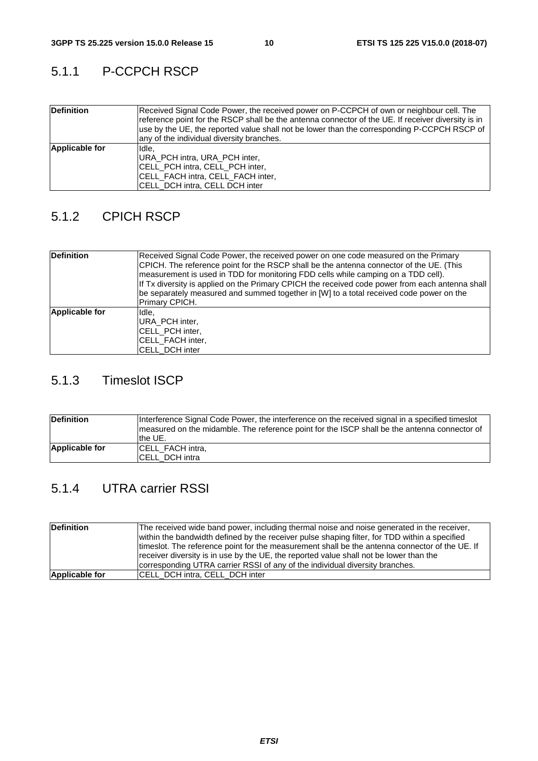### 5.1.1 P-CCPCH RSCP

| | |
|---|---|
| **Definition** | Received Signal Code Power, the received power on P-CCPCH of own or neighbour cell. The reference point for the RSCP shall be the antenna connector of the UE. If receiver diversity is in use by the UE, the reported value shall not be lower than the corresponding P-CCPCH RSCP of any of the individual diversity branches. |
| **Applicable for** | Idle,<br>URA_PCH intra, URA_PCH inter,<br>CELL_PCH intra, CELL_PCH inter,<br>CELL_FACH intra, CELL_FACH inter,<br>CELL_DCH intra, CELL DCH inter |

### 5.1.2 CPICH RSCP

| | |
|---|---|
| **Definition** | Received Signal Code Power, the received power on one code measured on the Primary CPICH. The reference point for the RSCP shall be the antenna connector of the UE. (This measurement is used in TDD for monitoring FDD cells while camping on a TDD cell).<br>If Tx diversity is applied on the Primary CPICH the received code power from each antenna shall be separately measured and summed together in [W] to a total received code power on the Primary CPICH. |
| **Applicable for** | Idle,<br>URA_PCH inter,<br>CELL_PCH inter,<br>CELL_FACH inter,<br>CELL_DCH inter |

### 5.1.3 Timeslot ISCP

| | |
|---|---|
| **Definition** | Interference Signal Code Power, the interference on the received signal in a specified timeslot measured on the midamble. The reference point for the ISCP shall be the antenna connector of the UE. |
| **Applicable for** | CELL_FACH intra,<br>CELL_DCH intra |

### 5.1.4 UTRA carrier RSSI

| | |
|---|---|
| **Definition** | The received wide band power, including thermal noise and noise generated in the receiver, within the bandwidth defined by the receiver pulse shaping filter, for TDD within a specified timeslot. The reference point for the measurement shall be the antenna connector of the UE. If receiver diversity is in use by the UE, the reported value shall not be lower than the corresponding UTRA carrier RSSI of any of the individual diversity branches. |
| **Applicable for** | CELL_DCH intra, CELL_DCH inter |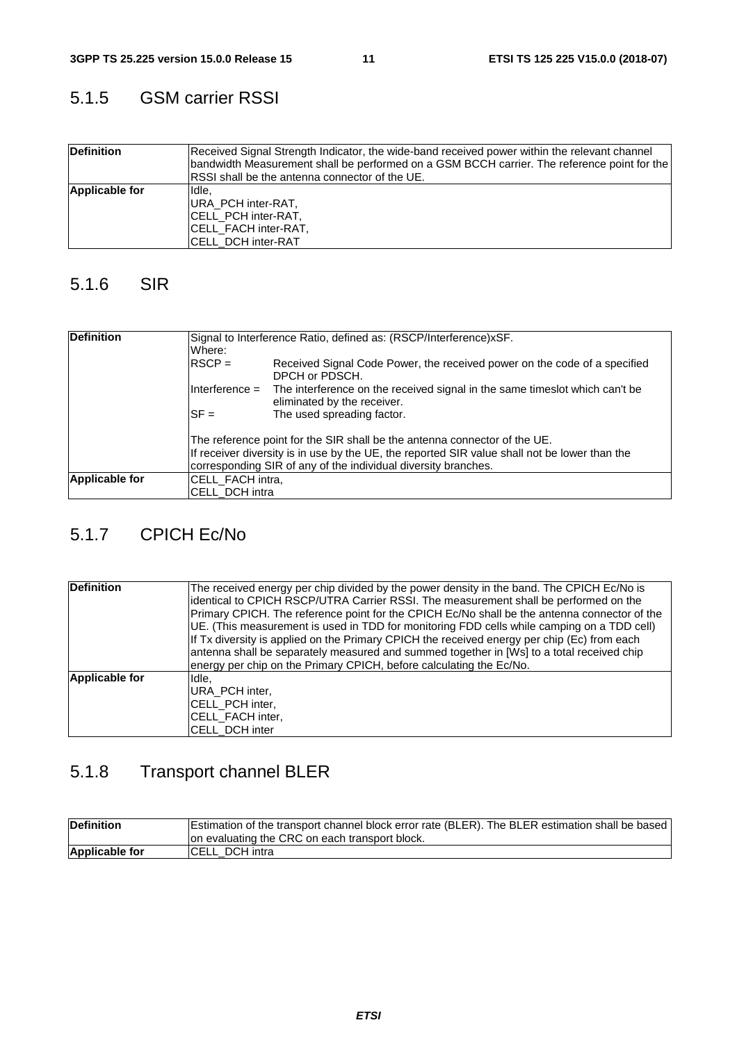### 5.1.5 GSM carrier RSSI

| | |
|---|---|
| **Definition** | Received Signal Strength Indicator, the wide-band received power within the relevant channel bandwidth Measurement shall be performed on a GSM BCCH carrier. The reference point for the RSSI shall be the antenna connector of the UE. |
| **Applicable for** | Idle,<br>URA_PCH inter-RAT,<br>CELL_PCH inter-RAT,<br>CELL_FACH inter-RAT,<br>CELL_DCH inter-RAT |

### 5.1.6 SIR

| | |
|---|---|
| **Definition** | Signal to Interference Ratio, defined as: (RSCP/Interference)xSF.<br>Where:<br>RSCP = Received Signal Code Power, the received power on the code of a specified DPCH or PDSCH.<br>Interference = The interference on the received signal in the same timeslot which can't be eliminated by the receiver.<br>SF = The used spreading factor.<br><br>The reference point for the SIR shall be the antenna connector of the UE.<br>If receiver diversity is in use by the UE, the reported SIR value shall not be lower than the corresponding SIR of any of the individual diversity branches. |
| **Applicable for** | CELL_FACH intra,<br>CELL_DCH intra |

### 5.1.7 CPICH Ec/No

| | |
|---|---|
| **Definition** | The received energy per chip divided by the power density in the band. The CPICH Ec/No is identical to CPICH RSCP/UTRA Carrier RSSI. The measurement shall be performed on the Primary CPICH. The reference point for the CPICH Ec/No shall be the antenna connector of the UE. (This measurement is used in TDD for monitoring FDD cells while camping on a TDD cell) If Tx diversity is applied on the Primary CPICH the received energy per chip (Ec) from each antenna shall be separately measured and summed together in [Ws] to a total received chip energy per chip on the Primary CPICH, before calculating the Ec/No. |
| **Applicable for** | Idle,<br>URA_PCH inter,<br>CELL_PCH inter,<br>CELL_FACH inter,<br>CELL_DCH inter |

### 5.1.8 Transport channel BLER

| | |
|---|---|
| **Definition** | Estimation of the transport channel block error rate (BLER). The BLER estimation shall be based on evaluating the CRC on each transport block. |
| **Applicable for** | CELL_DCH intra |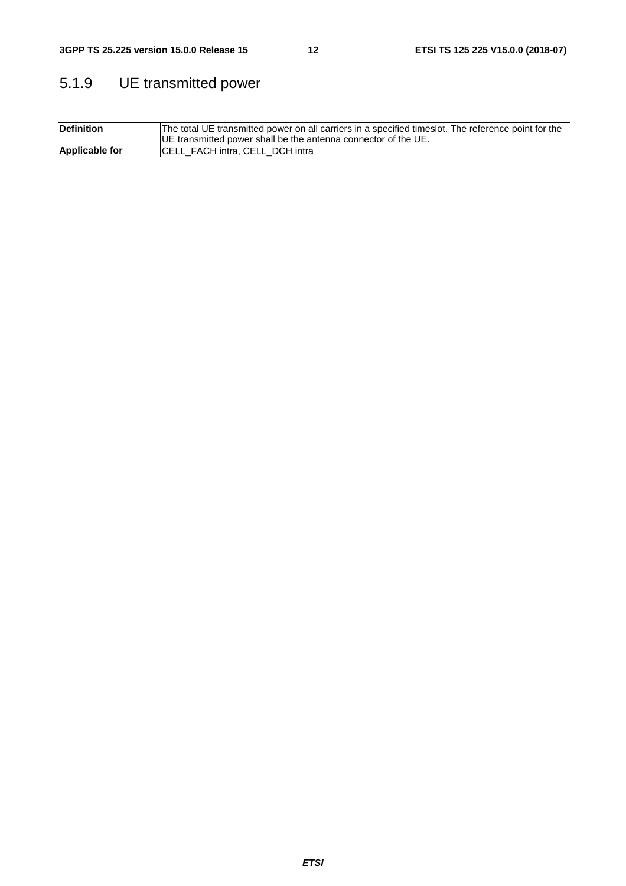### 5.1.9 UE transmitted power

| **Definition** | The total UE transmitted power on all carriers in a specified timeslot. The reference point for the UE transmitted power shall be the antenna connector of the UE. |
|---|---|
| **Applicable for** | CELL_FACH intra, CELL_DCH intra |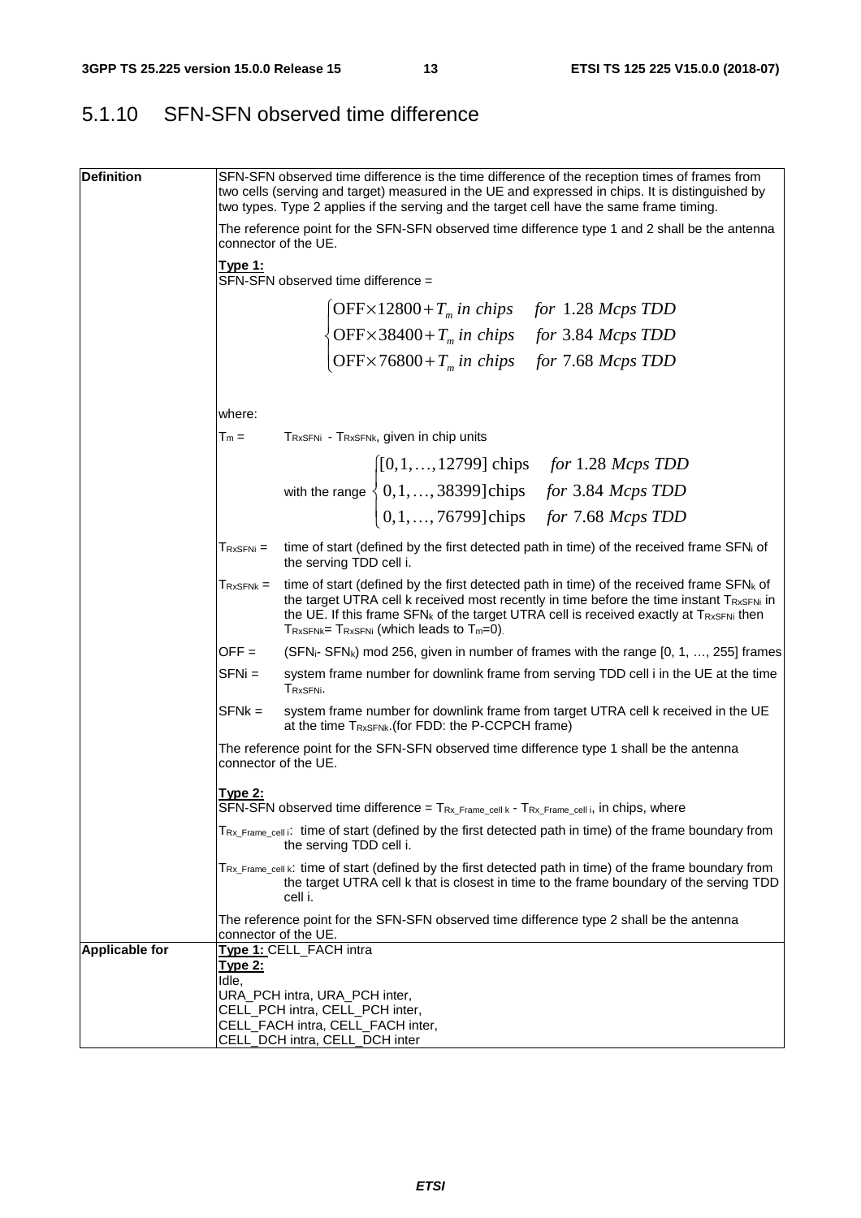### 5.1.10 SFN-SFN observed time difference

| | |
|---|---|
| **Definition** | SFN-SFN observed time difference is the time difference of the reception times of frames from two cells (serving and target) measured in the UE and expressed in chips. It is distinguished by two types. Type 2 applies if the serving and the target cell have the same frame timing.<br><br>The reference point for the SFN-SFN observed time difference type 1 and 2 shall be the antenna connector of the UE.<br><br>**Type 1:**<br>SFN-SFN observed time difference =<br><br>$\begin{cases} \text{OFF} \times 12800 + T_m \textit{ in chips} & \textit{for } 1.28 \textit{ Mcps TDD} \\ \text{OFF} \times 38400 + T_m \textit{ in chips} & \textit{for } 3.84 \textit{ Mcps TDD} \\ \text{OFF} \times 76800 + T_m \textit{ in chips} & \textit{for } 7.68 \textit{ Mcps TDD} \end{cases}$<br><br>where:<br><br>$T_m$ = $T_{RxSFNi}$ - $T_{RxSFNk}$, given in chip units<br><br>with the range $\begin{cases} [0,1,\ldots,12799] \text{ chips} & \textit{for } 1.28 \textit{ Mcps TDD} \\ 0,1,\ldots,38399] \text{chips} & \textit{for } 3.84 \textit{ Mcps TDD} \\ 0,1,\ldots,76799] \text{chips} & \textit{for } 7.68 \textit{ Mcps TDD} \end{cases}$<br><br>$T_{RxSFNi}$ = time of start (defined by the first detected path in time) of the received frame $SFN_i$ of the serving TDD cell i.<br><br>$T_{RxSFNk}$ = time of start (defined by the first detected path in time) of the received frame $SFN_k$ of the target UTRA cell k received most recently in time before the time instant $T_{RxSFNi}$ in the UE. If this frame $SFN_k$ of the target UTRA cell is received exactly at $T_{RxSFNi}$ then $T_{RxSFNk}$= $T_{RxSFNi}$ (which leads to $T_m$=0).<br><br>OFF = ($SFN_i$- $SFN_k$) mod 256, given in number of frames with the range [0, 1, …, 255] frames<br><br>SFNi = system frame number for downlink frame from serving TDD cell i in the UE at the time $T_{RxSFNi}$.<br><br>SFNk = system frame number for downlink frame from target UTRA cell k received in the UE at the time $T_{RxSFNk}$.(for FDD: the P-CCPCH frame)<br><br>The reference point for the SFN-SFN observed time difference type 1 shall be the antenna connector of the UE.<br><br>**Type 2:**<br>SFN-SFN observed time difference = $T_{Rx\_Frame\_cell\ k}$ - $T_{Rx\_Frame\_cell\ i}$, in chips, where<br><br>$T_{Rx\_Frame\_cell\ i}$: time of start (defined by the first detected path in time) of the frame boundary from the serving TDD cell i.<br><br>$T_{Rx\_Frame\_cell\ k}$: time of start (defined by the first detected path in time) of the frame boundary from the target UTRA cell k that is closest in time to the frame boundary of the serving TDD cell i.<br><br>The reference point for the SFN-SFN observed time difference type 2 shall be the antenna connector of the UE. |
| **Applicable for** | **Type 1:** CELL_FACH intra<br>**Type 2:**<br>Idle,<br>URA_PCH intra, URA_PCH inter,<br>CELL_PCH intra, CELL_PCH inter,<br>CELL_FACH intra, CELL_FACH inter,<br>CELL_DCH intra, CELL_DCH inter |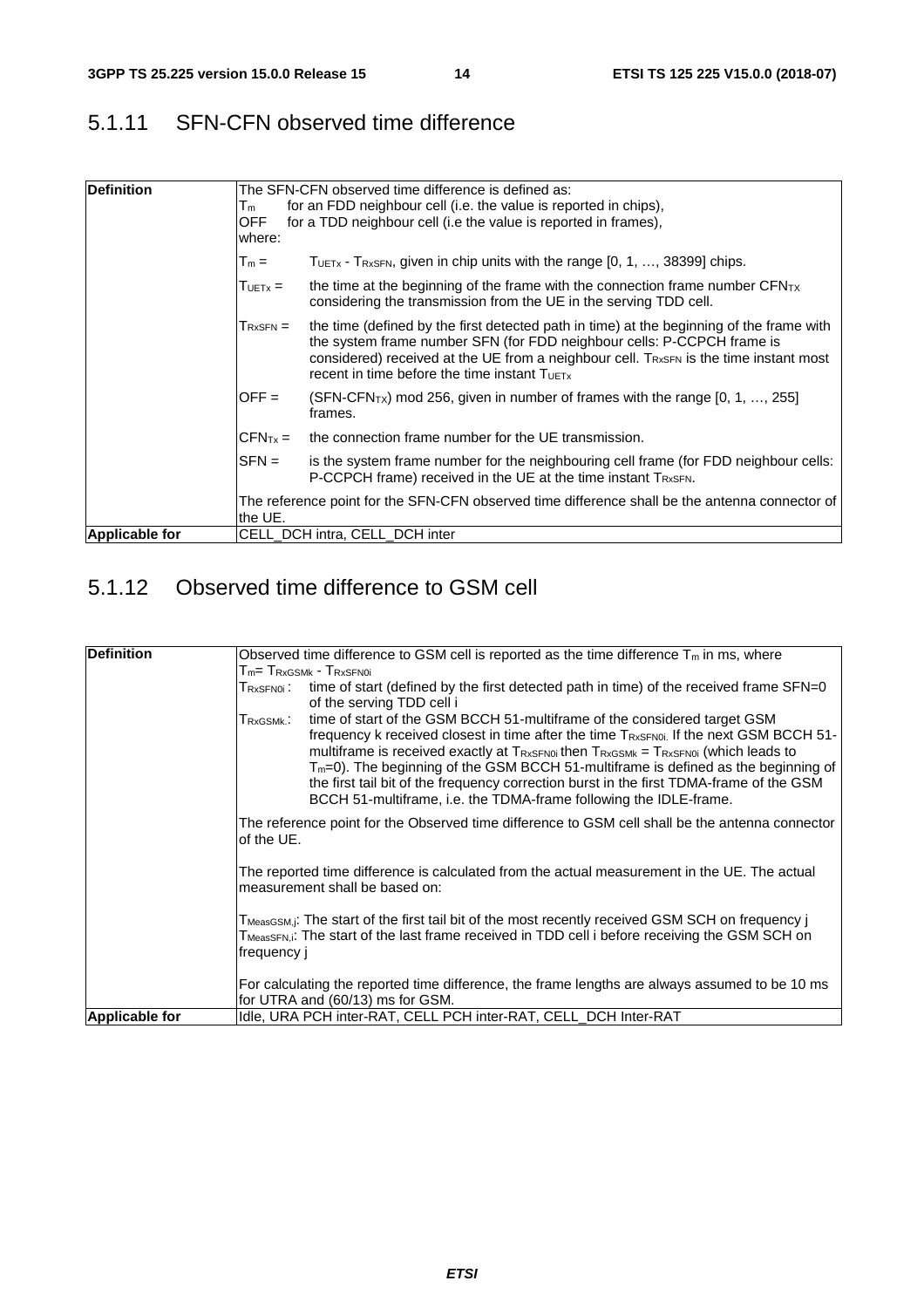### 5.1.11 SFN-CFN observed time difference

| | |
|---|---|
| **Definition** | The SFN-CFN observed time difference is defined as:<br>$T_m$ for an FDD neighbour cell (i.e. the value is reported in chips),<br>OFF for a TDD neighbour cell (i.e the value is reported in frames),<br>where:<br>$T_m$ = $T_{UETx}$ - $T_{RxSFN}$, given in chip units with the range [0, 1, …, 38399] chips.<br>$T_{UETx}$ = the time at the beginning of the frame with the connection frame number $CFN_{TX}$ considering the transmission from the UE in the serving TDD cell.<br>$T_{RxSFN}$ = the time (defined by the first detected path in time) at the beginning of the frame with the system frame number SFN (for FDD neighbour cells: P-CCPCH frame is considered) received at the UE from a neighbour cell. $T_{RxSFN}$ is the time instant most recent in time before the time instant $T_{UETx}$<br>OFF = ($SFN-CFN_{TX}$) mod 256, given in number of frames with the range [0, 1, …, 255] frames.<br>$CFN_{Tx}$ = the connection frame number for the UE transmission.<br>SFN = is the system frame number for the neighbouring cell frame (for FDD neighbour cells: P-CCPCH frame) received in the UE at the time instant $T_{RxSFN}$.<br>The reference point for the SFN-CFN observed time difference shall be the antenna connector of the UE. |
| **Applicable for** | CELL_DCH intra, CELL_DCH inter |

### 5.1.12 Observed time difference to GSM cell

| | |
|---|---|
| **Definition** | Observed time difference to GSM cell is reported as the time difference $T_m$ in ms, where<br>$T_m$= $T_{RxGSMk}$ - $T_{RxSFN0i}$<br>$T_{RxSFN0i}$ : time of start (defined by the first detected path in time) of the received frame SFN=0 of the serving TDD cell i<br>$T_{RxGSMk}$: time of start of the GSM BCCH 51-multiframe of the considered target GSM frequency k received closest in time after the time $T_{RxSFN0i}$. If the next GSM BCCH 51-multiframe is received exactly at $T_{RxSFN0i}$ then $T_{RxGSMk}$ = $T_{RxSFN0i}$ (which leads to $T_m$=0). The beginning of the GSM BCCH 51-multiframe is defined as the beginning of the first tail bit of the frequency correction burst in the first TDMA-frame of the GSM BCCH 51-multiframe, i.e. the TDMA-frame following the IDLE-frame.<br>The reference point for the Observed time difference to GSM cell shall be the antenna connector of the UE.<br>The reported time difference is calculated from the actual measurement in the UE. The actual measurement shall be based on:<br>$T_{MeasGSM,j}$: The start of the first tail bit of the most recently received GSM SCH on frequency j<br>$T_{MeasSFN,i}$: The start of the last frame received in TDD cell i before receiving the GSM SCH on frequency j<br>For calculating the reported time difference, the frame lengths are always assumed to be 10 ms for UTRA and (60/13) ms for GSM. |
| **Applicable for** | Idle, URA PCH inter-RAT, CELL PCH inter-RAT, CELL_DCH Inter-RAT |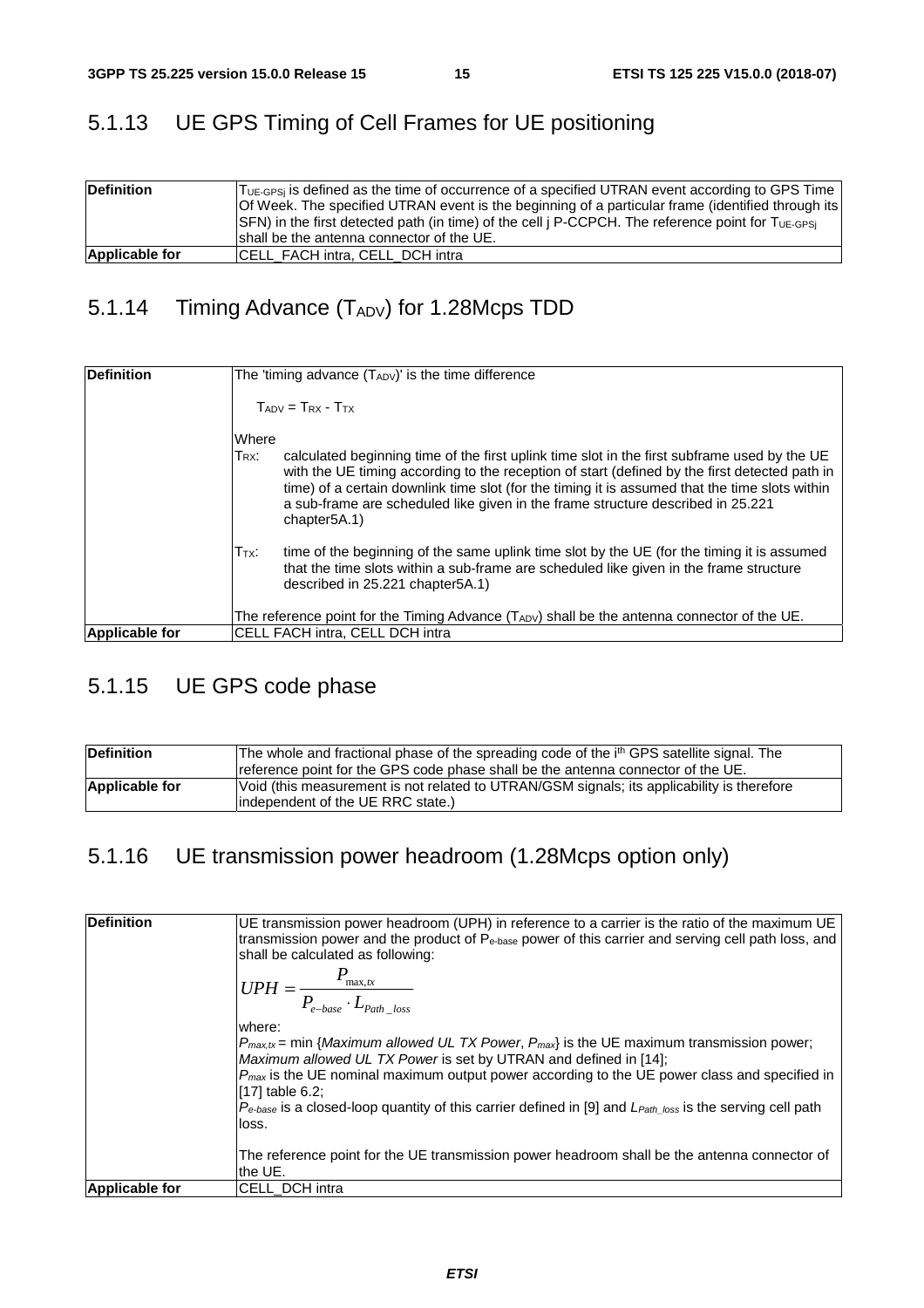### 5.1.13 UE GPS Timing of Cell Frames for UE positioning

| | |
|---|---|
| **Definition** | $T_{UE-GPSj}$ is defined as the time of occurrence of a specified UTRAN event according to GPS Time Of Week. The specified UTRAN event is the beginning of a particular frame (identified through its SFN) in the first detected path (in time) of the cell j P-CCPCH. The reference point for $T_{UE-GPSj}$ shall be the antenna connector of the UE. |
| **Applicable for** | CELL_FACH intra, CELL_DCH intra |

### 5.1.14 Timing Advance ($T_{ADV}$) for 1.28Mcps TDD

| | |
|---|---|
| **Definition** | The 'timing advance ($T_{ADV}$)' is the time difference<br><br>$T_{ADV} = T_{RX} - T_{TX}$<br><br>Where<br>$T_{RX}$: calculated beginning time of the first uplink time slot in the first subframe used by the UE with the UE timing according to the reception of start (defined by the first detected path in time) of a certain downlink time slot (for the timing it is assumed that the time slots within a sub-frame are scheduled like given in the frame structure described in 25.221 chapter5A.1)<br><br>$T_{TX}$: time of the beginning of the same uplink time slot by the UE (for the timing it is assumed that the time slots within a sub-frame are scheduled like given in the frame structure described in 25.221 chapter5A.1)<br><br>The reference point for the Timing Advance ($T_{ADV}$) shall be the antenna connector of the UE. |
| **Applicable for** | CELL FACH intra, CELL DCH intra |

### 5.1.15 UE GPS code phase

| | |
|---|---|
| **Definition** | The whole and fractional phase of the spreading code of the $i^{th}$ GPS satellite signal. The reference point for the GPS code phase shall be the antenna connector of the UE. |
| **Applicable for** | Void (this measurement is not related to UTRAN/GSM signals; its applicability is therefore independent of the UE RRC state.) |

### 5.1.16 UE transmission power headroom (1.28Mcps option only)

| | |
|---|---|
| **Definition** | UE transmission power headroom (UPH) in reference to a carrier is the ratio of the maximum UE transmission power and the product of $P_{e\text{-}base}$ power of this carrier and serving cell path loss, and shall be calculated as following:<br>$UPH = \frac{P_{\max,tx}}{P_{e-base} \cdot L_{Path\_loss}}$<br>where:<br>$P_{max,tx}$ = min {*Maximum allowed UL TX Power*, $P_{max}$} is the UE maximum transmission power; *Maximum allowed UL TX Power* is set by UTRAN and defined in [14];<br>$P_{max}$ is the UE nominal maximum output power according to the UE power class and specified in [17] table 6.2;<br>$P_{e\text{-}base}$ is a closed-loop quantity of this carrier defined in [9] and $L_{Path\_loss}$ is the serving cell path loss.<br><br>The reference point for the UE transmission power headroom shall be the antenna connector of the UE. |
| **Applicable for** | CELL_DCH intra |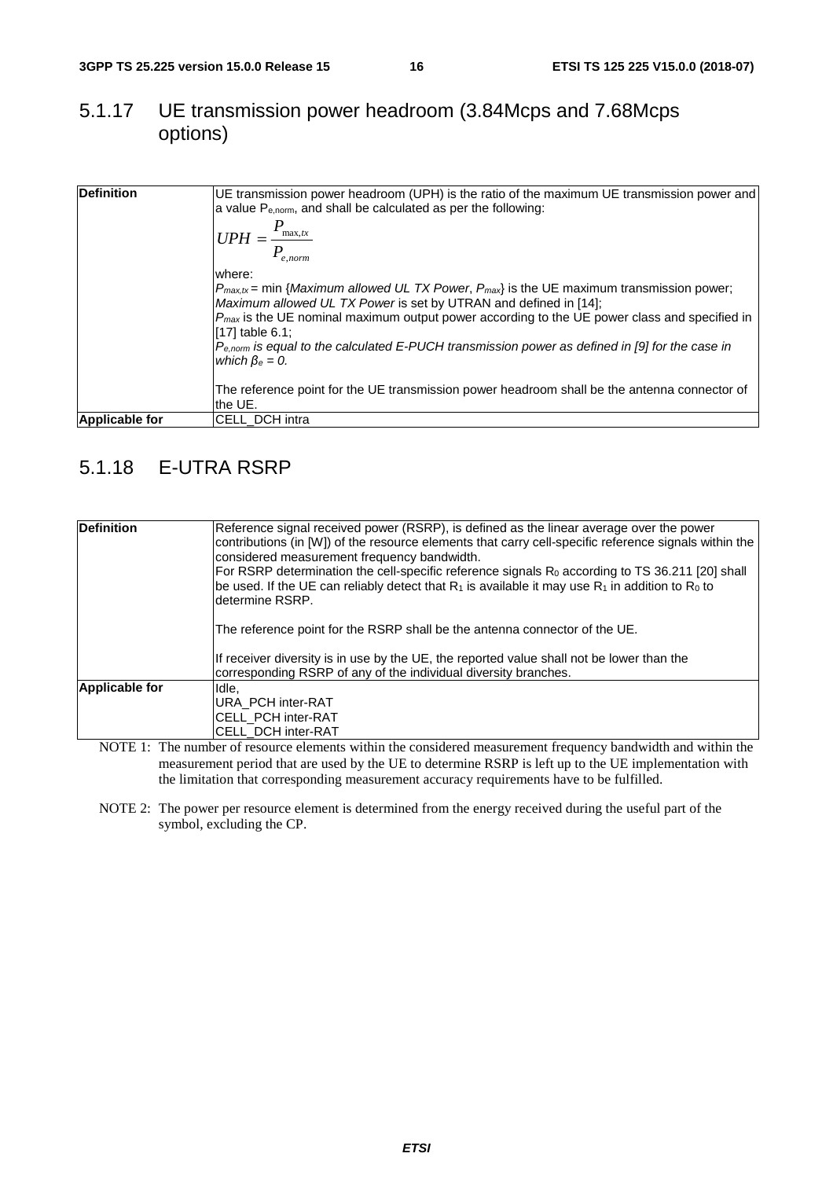### 5.1.17 UE transmission power headroom (3.84Mcps and 7.68Mcps options)

| | |
|---|---|
| **Definition** | UE transmission power headroom (UPH) is the ratio of the maximum UE transmission power and a value $P_{e,norm}$, and shall be calculated as per the following:<br>$$UPH = \frac{P_{\max,tx}}{P_{e,norm}}$$<br>where:<br>$P_{max,tx}$ = min {*Maximum allowed UL TX Power*, $P_{max}$} is the UE maximum transmission power;<br>*Maximum allowed UL TX Power* is set by UTRAN and defined in [14];<br>$P_{max}$ is the UE nominal maximum output power according to the UE power class and specified in [17] table 6.1;<br>$P_{e,norm}$ *is equal to the calculated E-PUCH transmission power as defined in [9] for the case in which* $\beta_e = 0$.<br><br>The reference point for the UE transmission power headroom shall be the antenna connector of the UE. |
| **Applicable for** | CELL_DCH intra |

### 5.1.18 E-UTRA RSRP

| | |
|---|---|
| **Definition** | Reference signal received power (RSRP), is defined as the linear average over the power contributions (in [W]) of the resource elements that carry cell-specific reference signals within the considered measurement frequency bandwidth.<br>For RSRP determination the cell-specific reference signals $R_0$ according to TS 36.211 [20] shall be used. If the UE can reliably detect that $R_1$ is available it may use $R_1$ in addition to $R_0$ to determine RSRP.<br><br>The reference point for the RSRP shall be the antenna connector of the UE.<br><br>If receiver diversity is in use by the UE, the reported value shall not be lower than the corresponding RSRP of any of the individual diversity branches. |
| **Applicable for** | Idle,<br>URA_PCH inter-RAT<br>CELL_PCH inter-RAT<br>CELL_DCH inter-RAT |

NOTE 1: The number of resource elements within the considered measurement frequency bandwidth and within the measurement period that are used by the UE to determine RSRP is left up to the UE implementation with the limitation that corresponding measurement accuracy requirements have to be fulfilled.

NOTE 2: The power per resource element is determined from the energy received during the useful part of the symbol, excluding the CP.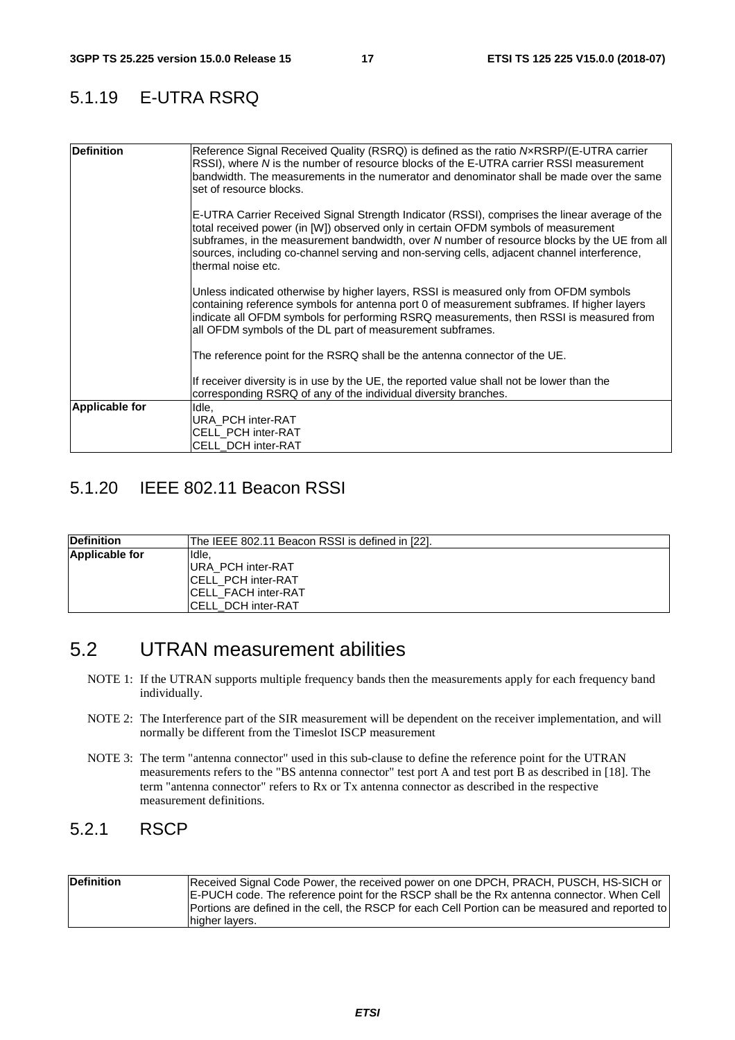### 5.1.19 E-UTRA RSRQ

| | |
|---|---|
| **Definition** | Reference Signal Received Quality (RSRQ) is defined as the ratio *N*×RSRP/(E-UTRA carrier RSSI), where *N* is the number of resource blocks of the E-UTRA carrier RSSI measurement bandwidth. The measurements in the numerator and denominator shall be made over the same set of resource blocks.<br><br>E-UTRA Carrier Received Signal Strength Indicator (RSSI), comprises the linear average of the total received power (in [W]) observed only in certain OFDM symbols of measurement subframes, in the measurement bandwidth, over *N* number of resource blocks by the UE from all sources, including co-channel serving and non-serving cells, adjacent channel interference, thermal noise etc.<br><br>Unless indicated otherwise by higher layers, RSSI is measured only from OFDM symbols containing reference symbols for antenna port 0 of measurement subframes. If higher layers indicate all OFDM symbols for performing RSRQ measurements, then RSSI is measured from all OFDM symbols of the DL part of measurement subframes.<br><br>The reference point for the RSRQ shall be the antenna connector of the UE.<br><br>If receiver diversity is in use by the UE, the reported value shall not be lower than the corresponding RSRQ of any of the individual diversity branches. |
| **Applicable for** | Idle,<br>URA_PCH inter-RAT<br>CELL_PCH inter-RAT<br>CELL_DCH inter-RAT |

### 5.1.20 IEEE 802.11 Beacon RSSI

| | |
|---|---|
| **Definition** | The IEEE 802.11 Beacon RSSI is defined in [22]. |
| **Applicable for** | Idle,<br>URA_PCH inter-RAT<br>CELL_PCH inter-RAT<br>CELL_FACH inter-RAT<br>CELL_DCH inter-RAT |

## 5.2 UTRAN measurement abilities

NOTE 1: If the UTRAN supports multiple frequency bands then the measurements apply for each frequency band individually.

NOTE 2: The Interference part of the SIR measurement will be dependent on the receiver implementation, and will normally be different from the Timeslot ISCP measurement

NOTE 3: The term "antenna connector" used in this sub-clause to define the reference point for the UTRAN measurements refers to the "BS antenna connector" test port A and test port B as described in [18]. The term "antenna connector" refers to Rx or Tx antenna connector as described in the respective measurement definitions.

### 5.2.1 RSCP

| | |
|---|---|
| **Definition** | Received Signal Code Power, the received power on one DPCH, PRACH, PUSCH, HS-SICH or E-PUCH code. The reference point for the RSCP shall be the Rx antenna connector. When Cell Portions are defined in the cell, the RSCP for each Cell Portion can be measured and reported to higher layers. |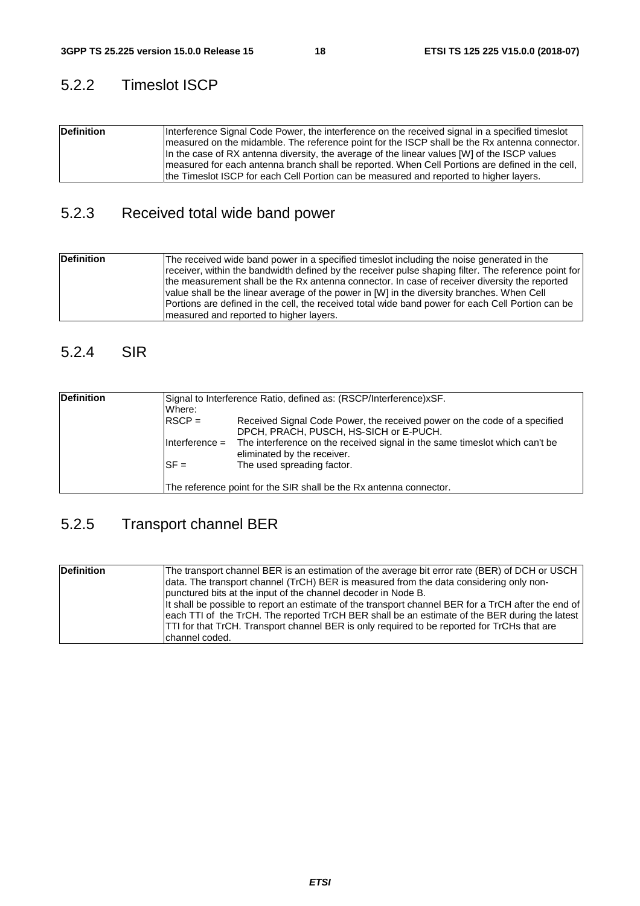### 5.2.2 Timeslot ISCP

| | |
|---|---|
| **Definition** | Interference Signal Code Power, the interference on the received signal in a specified timeslot measured on the midamble. The reference point for the ISCP shall be the Rx antenna connector. In the case of RX antenna diversity, the average of the linear values [W] of the ISCP values measured for each antenna branch shall be reported. When Cell Portions are defined in the cell, the Timeslot ISCP for each Cell Portion can be measured and reported to higher layers. |

### 5.2.3 Received total wide band power

| | |
|---|---|
| **Definition** | The received wide band power in a specified timeslot including the noise generated in the receiver, within the bandwidth defined by the receiver pulse shaping filter. The reference point for the measurement shall be the Rx antenna connector. In case of receiver diversity the reported value shall be the linear average of the power in [W] in the diversity branches. When Cell Portions are defined in the cell, the received total wide band power for each Cell Portion can be measured and reported to higher layers. |

### 5.2.4 SIR

| | |
|---|---|
| **Definition** | Signal to Interference Ratio, defined as: (RSCP/Interference)xSF.<br>Where:<br>RSCP = Received Signal Code Power, the received power on the code of a specified DPCH, PRACH, PUSCH, HS-SICH or E-PUCH.<br>Interference = The interference on the received signal in the same timeslot which can't be eliminated by the receiver.<br>SF = The used spreading factor.<br><br>The reference point for the SIR shall be the Rx antenna connector. |

### 5.2.5 Transport channel BER

| | |
|---|---|
| **Definition** | The transport channel BER is an estimation of the average bit error rate (BER) of DCH or USCH data. The transport channel (TrCH) BER is measured from the data considering only non-punctured bits at the input of the channel decoder in Node B.<br>It shall be possible to report an estimate of the transport channel BER for a TrCH after the end of each TTI of the TrCH. The reported TrCH BER shall be an estimate of the BER during the latest TTI for that TrCH. Transport channel BER is only required to be reported for TrCHs that are channel coded. |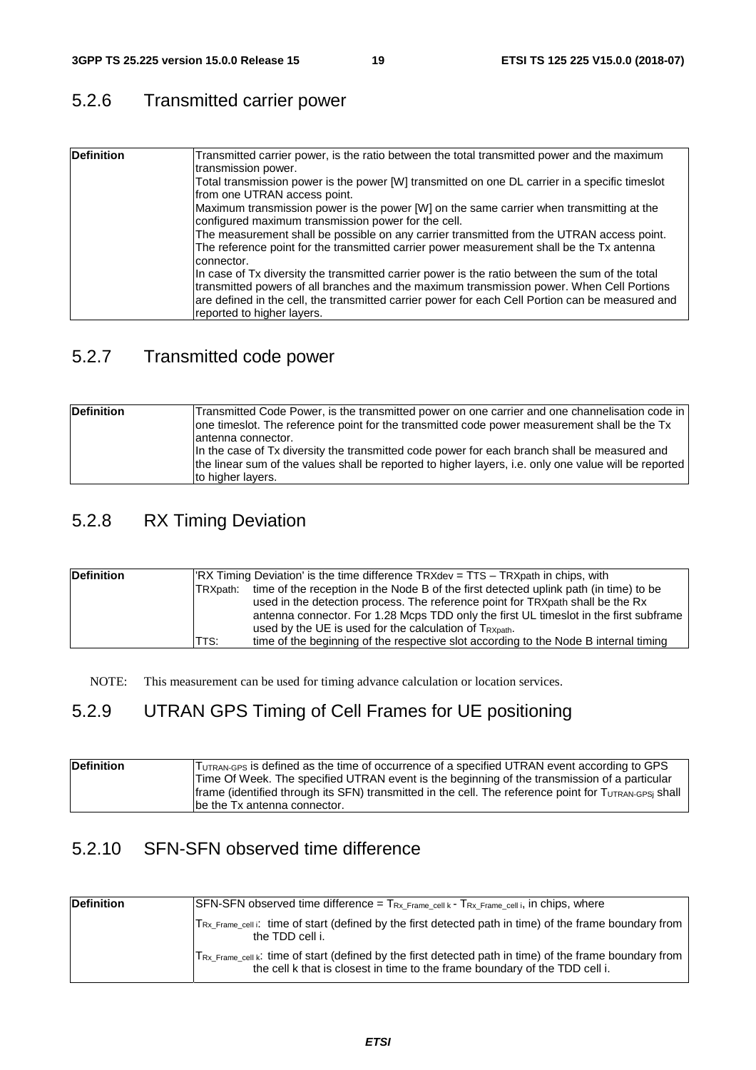### 5.2.6 Transmitted carrier power

| | |
|---|---|
| **Definition** | Transmitted carrier power, is the ratio between the total transmitted power and the maximum transmission power.<br>Total transmission power is the power [W] transmitted on one DL carrier in a specific timeslot from one UTRAN access point.<br>Maximum transmission power is the power [W] on the same carrier when transmitting at the configured maximum transmission power for the cell.<br>The measurement shall be possible on any carrier transmitted from the UTRAN access point.<br>The reference point for the transmitted carrier power measurement shall be the Tx antenna connector.<br>In case of Tx diversity the transmitted carrier power is the ratio between the sum of the total transmitted powers of all branches and the maximum transmission power. When Cell Portions are defined in the cell, the transmitted carrier power for each Cell Portion can be measured and reported to higher layers. |

### 5.2.7 Transmitted code power

| | |
|---|---|
| **Definition** | Transmitted Code Power, is the transmitted power on one carrier and one channelisation code in one timeslot. The reference point for the transmitted code power measurement shall be the Tx antenna connector.<br>In the case of Tx diversity the transmitted code power for each branch shall be measured and the linear sum of the values shall be reported to higher layers, i.e. only one value will be reported to higher layers. |

### 5.2.8 RX Timing Deviation

| | |
|---|---|
| **Definition** | 'RX Timing Deviation' is the time difference $T_{RXdev} = T_{TS} - T_{RXpath}$ in chips, with<br>$T_{RXpath}$: time of the reception in the Node B of the first detected uplink path (in time) to be used in the detection process. The reference point for $T_{RXpath}$ shall be the Rx antenna connector. For 1.28 Mcps TDD only the first UL timeslot in the first subframe used by the UE is used for the calculation of $T_{RXpath}$.<br>$T_{TS}$: time of the beginning of the respective slot according to the Node B internal timing |

NOTE: This measurement can be used for timing advance calculation or location services.

### 5.2.9 UTRAN GPS Timing of Cell Frames for UE positioning

| | |
|---|---|
| **Definition** | $T_{UTRAN-GPS}$ is defined as the time of occurrence of a specified UTRAN event according to GPS Time Of Week. The specified UTRAN event is the beginning of the transmission of a particular frame (identified through its SFN) transmitted in the cell. The reference point for $T_{UTRAN-GPSj}$ shall be the Tx antenna connector. |

### 5.2.10 SFN-SFN observed time difference

| | |
|---|---|
| **Definition** | SFN-SFN observed time difference = $T_{Rx\_Frame\_cell\ k} - T_{Rx\_Frame\_cell\ i}$, in chips, where<br>$T_{Rx\_Frame\_cell\ i}$: time of start (defined by the first detected path in time) of the frame boundary from the TDD cell i.<br>$T_{Rx\_Frame\_cell\ k}$: time of start (defined by the first detected path in time) of the frame boundary from the cell k that is closest in time to the frame boundary of the TDD cell i. |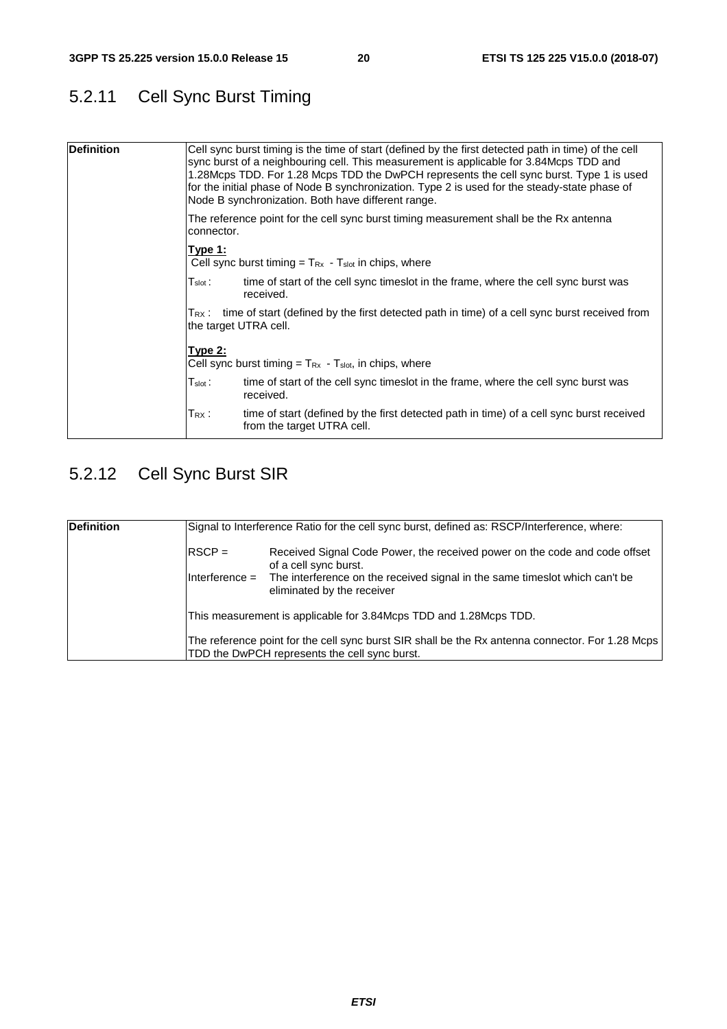## 5.2.11 Cell Sync Burst Timing

| | |
|---|---|
| **Definition** | Cell sync burst timing is the time of start (defined by the first detected path in time) of the cell sync burst of a neighbouring cell. This measurement is applicable for 3.84Mcps TDD and 1.28Mcps TDD. For 1.28 Mcps TDD the DwPCH represents the cell sync burst. Type 1 is used for the initial phase of Node B synchronization. Type 2 is used for the steady-state phase of Node B synchronization. Both have different range.<br><br>The reference point for the cell sync burst timing measurement shall be the Rx antenna connector.<br><br>**Type 1:**<br>Cell sync burst timing = $T_{Rx}$ - $T_{slot}$ in chips, where<br><br>$T_{slot}$ : time of start of the cell sync timeslot in the frame, where the cell sync burst was received.<br><br>$T_{RX}$ : time of start (defined by the first detected path in time) of a cell sync burst received from the target UTRA cell.<br><br>**Type 2:**<br>Cell sync burst timing = $T_{Rx}$ - $T_{slot}$, in chips, where<br><br>$T_{slot}$ : time of start of the cell sync timeslot in the frame, where the cell sync burst was received.<br><br>$T_{RX}$ : time of start (defined by the first detected path in time) of a cell sync burst received from the target UTRA cell. |

## 5.2.12 Cell Sync Burst SIR

| | |
|---|---|
| **Definition** | Signal to Interference Ratio for the cell sync burst, defined as: RSCP/Interference, where:<br><br>RSCP = Received Signal Code Power, the received power on the code and code offset of a cell sync burst.<br>Interference = The interference on the received signal in the same timeslot which can't be eliminated by the receiver<br><br>This measurement is applicable for 3.84Mcps TDD and 1.28Mcps TDD.<br><br>The reference point for the cell sync burst SIR shall be the Rx antenna connector. For 1.28 Mcps TDD the DwPCH represents the cell sync burst. |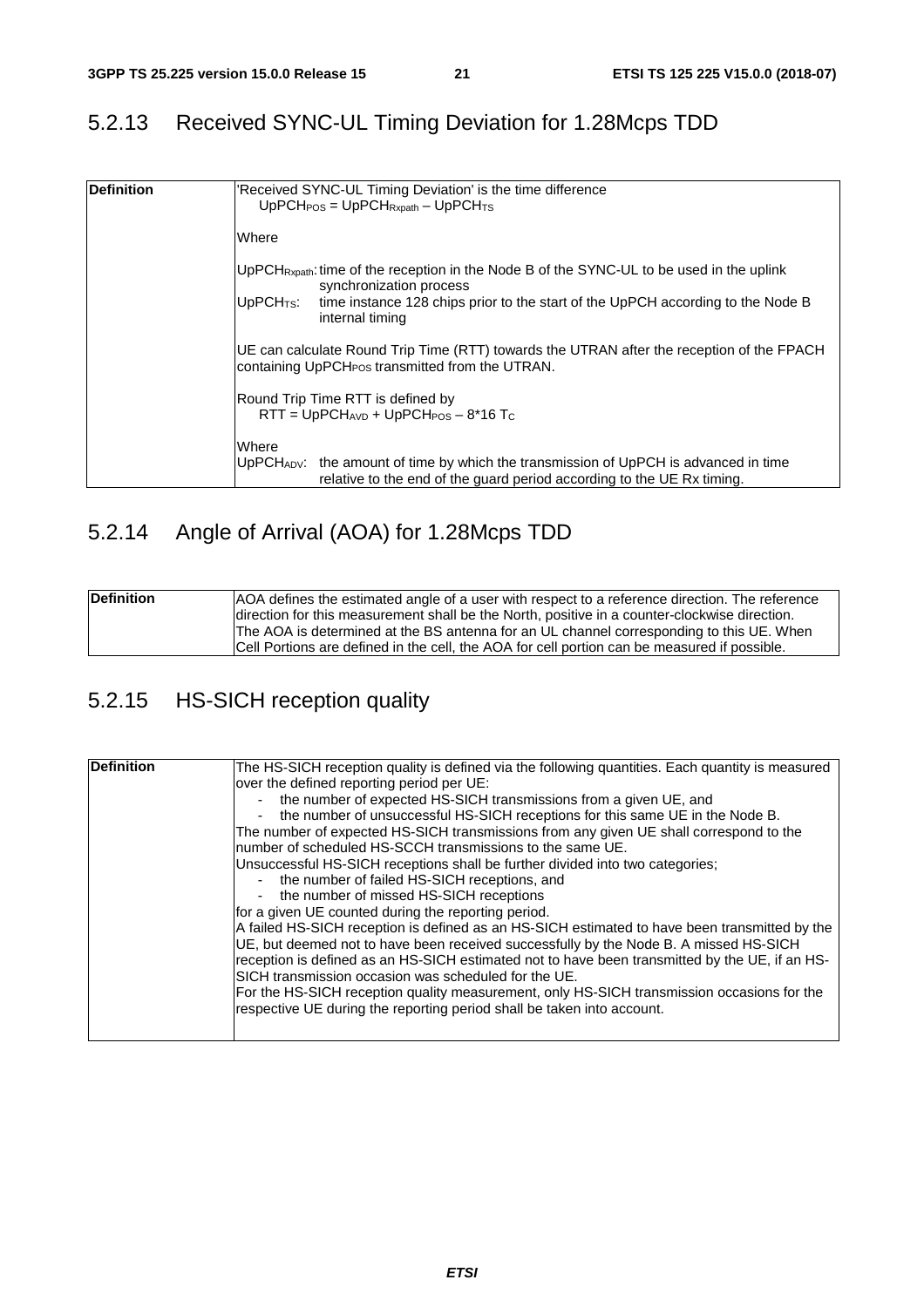### 5.2.13 Received SYNC-UL Timing Deviation for 1.28Mcps TDD

| | |
|---|---|
| **Definition** | 'Received SYNC-UL Timing Deviation' is the time difference<br>$UpPCH_{POS} = UpPCH_{Rxpath} – UpPCH_{TS}$<br><br>Where<br><br>$UpPCH_{Rxpath}$: time of the reception in the Node B of the SYNC-UL to be used in the uplink synchronization process<br>$UpPCH_{TS}$: time instance 128 chips prior to the start of the UpPCH according to the Node B internal timing<br><br>UE can calculate Round Trip Time (RTT) towards the UTRAN after the reception of the FPACH containing $UpPCH_{POS}$ transmitted from the UTRAN.<br><br>Round Trip Time RTT is defined by<br>$RTT = UpPCH_{AVD} + UpPCH_{POS} – 8*16\ T_C$<br><br>Where<br>$UpPCH_{ADV}$: the amount of time by which the transmission of UpPCH is advanced in time relative to the end of the guard period according to the UE Rx timing. |

### 5.2.14 Angle of Arrival (AOA) for 1.28Mcps TDD

| | |
|---|---|
| **Definition** | AOA defines the estimated angle of a user with respect to a reference direction. The reference direction for this measurement shall be the North, positive in a counter-clockwise direction. The AOA is determined at the BS antenna for an UL channel corresponding to this UE. When Cell Portions are defined in the cell, the AOA for cell portion can be measured if possible. |

### 5.2.15 HS-SICH reception quality

| | |
|---|---|
| **Definition** | The HS-SICH reception quality is defined via the following quantities. Each quantity is measured over the defined reporting period per UE:<br>- the number of expected HS-SICH transmissions from a given UE, and<br>- the number of unsuccessful HS-SICH receptions for this same UE in the Node B.<br>The number of expected HS-SICH transmissions from any given UE shall correspond to the number of scheduled HS-SCCH transmissions to the same UE.<br>Unsuccessful HS-SICH receptions shall be further divided into two categories;<br>- the number of failed HS-SICH receptions, and<br>- the number of missed HS-SICH receptions<br>for a given UE counted during the reporting period.<br>A failed HS-SICH reception is defined as an HS-SICH estimated to have been transmitted by the UE, but deemed not to have been received successfully by the Node B. A missed HS-SICH reception is defined as an HS-SICH estimated not to have been transmitted by the UE, if an HS-SICH transmission occasion was scheduled for the UE.<br>For the HS-SICH reception quality measurement, only HS-SICH transmission occasions for the respective UE during the reporting period shall be taken into account. |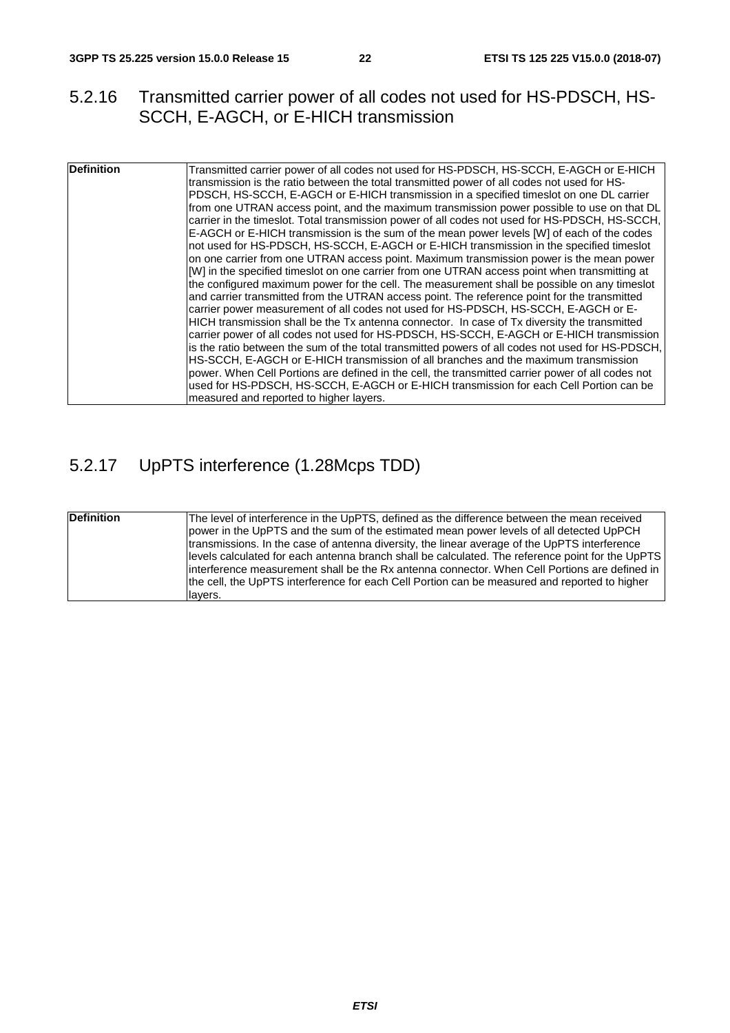### 5.2.16 Transmitted carrier power of all codes not used for HS-PDSCH, HS-SCCH, E-AGCH, or E-HICH transmission

| | |
|---|---|
| **Definition** | Transmitted carrier power of all codes not used for HS-PDSCH, HS-SCCH, E-AGCH or E-HICH transmission is the ratio between the total transmitted power of all codes not used for HS-PDSCH, HS-SCCH, E-AGCH or E-HICH transmission in a specified timeslot on one DL carrier from one UTRAN access point, and the maximum transmission power possible to use on that DL carrier in the timeslot. Total transmission power of all codes not used for HS-PDSCH, HS-SCCH, E-AGCH or E-HICH transmission is the sum of the mean power levels [W] of each of the codes not used for HS-PDSCH, HS-SCCH, E-AGCH or E-HICH transmission in the specified timeslot on one carrier from one UTRAN access point. Maximum transmission power is the mean power [W] in the specified timeslot on one carrier from one UTRAN access point when transmitting at the configured maximum power for the cell. The measurement shall be possible on any timeslot and carrier transmitted from the UTRAN access point. The reference point for the transmitted carrier power measurement of all codes not used for HS-PDSCH, HS-SCCH, E-AGCH or E-HICH transmission shall be the Tx antenna connector. In case of Tx diversity the transmitted carrier power of all codes not used for HS-PDSCH, HS-SCCH, E-AGCH or E-HICH transmission is the ratio between the sum of the total transmitted powers of all codes not used for HS-PDSCH, HS-SCCH, E-AGCH or E-HICH transmission of all branches and the maximum transmission power. When Cell Portions are defined in the cell, the transmitted carrier power of all codes not used for HS-PDSCH, HS-SCCH, E-AGCH or E-HICH transmission for each Cell Portion can be measured and reported to higher layers. |

### 5.2.17 UpPTS interference (1.28Mcps TDD)

| | |
|---|---|
| **Definition** | The level of interference in the UpPTS, defined as the difference between the mean received power in the UpPTS and the sum of the estimated mean power levels of all detected UpPCH transmissions. In the case of antenna diversity, the linear average of the UpPTS interference levels calculated for each antenna branch shall be calculated. The reference point for the UpPTS interference measurement shall be the Rx antenna connector. When Cell Portions are defined in the cell, the UpPTS interference for each Cell Portion can be measured and reported to higher layers. |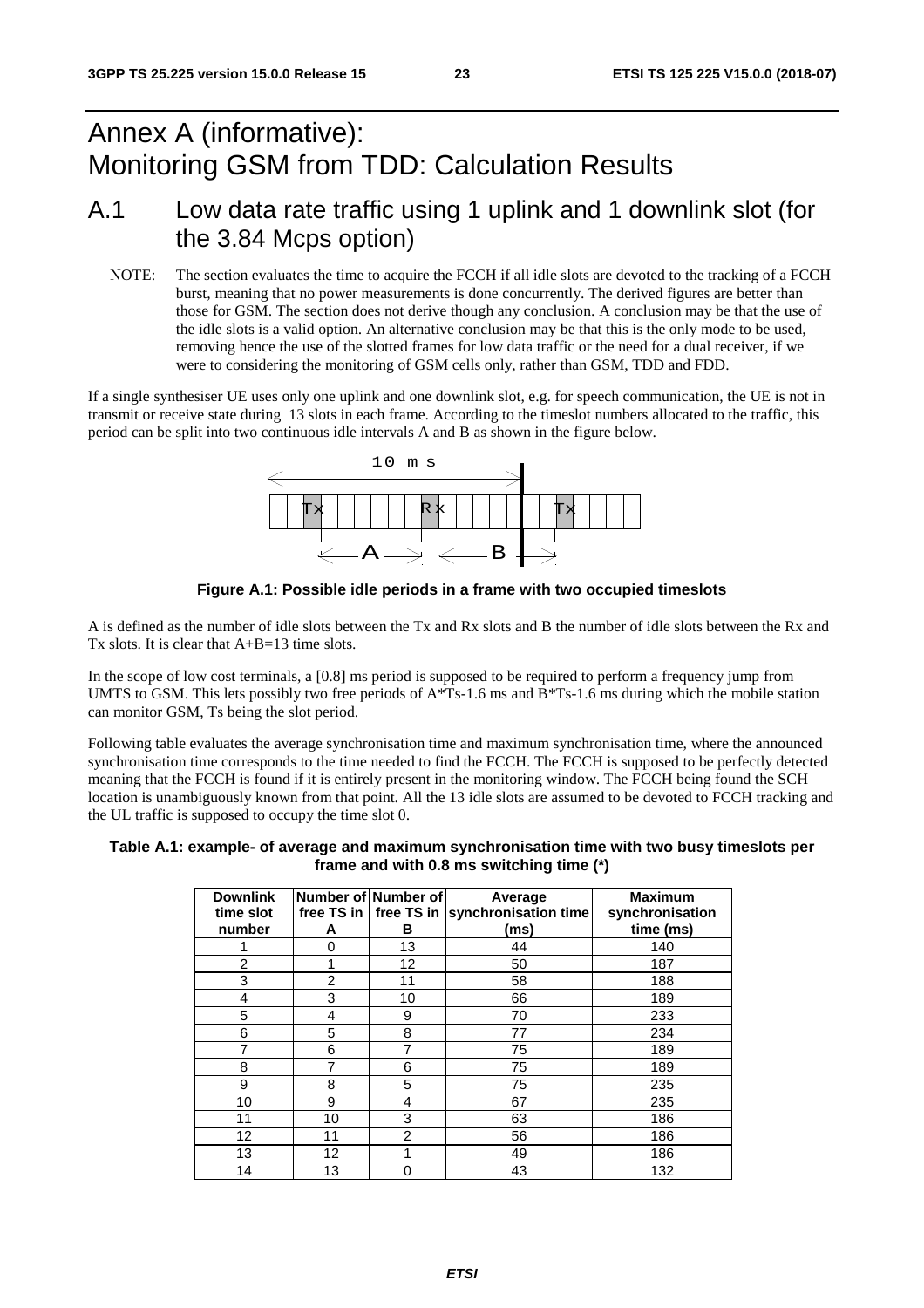# Annex A (informative): Monitoring GSM from TDD: Calculation Results

## A.1 Low data rate traffic using 1 uplink and 1 downlink slot (for the 3.84 Mcps option)

NOTE: The section evaluates the time to acquire the FCCH if all idle slots are devoted to the tracking of a FCCH burst, meaning that no power measurements is done concurrently. The derived figures are better than those for GSM. The section does not derive though any conclusion. A conclusion may be that the use of the idle slots is a valid option. An alternative conclusion may be that this is the only mode to be used, removing hence the use of the slotted frames for low data traffic or the need for a dual receiver, if we were to considering the monitoring of GSM cells only, rather than GSM, TDD and FDD.

If a single synthesiser UE uses only one uplink and one downlink slot, e.g. for speech communication, the UE is not in transmit or receive state during 13 slots in each frame. According to the timeslot numbers allocated to the traffic, this period can be split into two continuous idle intervals A and B as shown in the figure below.

**Figure A.1: Possible idle periods in a frame with two occupied timeslots**

A is defined as the number of idle slots between the Tx and Rx slots and B the number of idle slots between the Rx and Tx slots. It is clear that A+B=13 time slots.

In the scope of low cost terminals, a [0.8] ms period is supposed to be required to perform a frequency jump from UMTS to GSM. This lets possibly two free periods of A*Ts-1.6 ms and B*Ts-1.6 ms during which the mobile station can monitor GSM, Ts being the slot period.

Following table evaluates the average synchronisation time and maximum synchronisation time, where the announced synchronisation time corresponds to the time needed to find the FCCH. The FCCH is supposed to be perfectly detected meaning that the FCCH is found if it is entirely present in the monitoring window. The FCCH being found the SCH location is unambiguously known from that point. All the 13 idle slots are assumed to be devoted to FCCH tracking and the UL traffic is supposed to occupy the time slot 0.

**Table A.1: example- of average and maximum synchronisation time with two busy timeslots per frame and with 0.8 ms switching time (*)**

| Downlink time slot number | Number of free TS in A | Number of free TS in B | Average synchronisation time (ms) | Maximum synchronisation time (ms) |
|---|---|---|---|---|
| 1 | 0 | 13 | 44 | 140 |
| 2 | 1 | 12 | 50 | 187 |
| 3 | 2 | 11 | 58 | 188 |
| 4 | 3 | 10 | 66 | 189 |
| 5 | 4 | 9 | 70 | 233 |
| 6 | 5 | 8 | 77 | 234 |
| 7 | 6 | 7 | 75 | 189 |
| 8 | 7 | 6 | 75 | 189 |
| 9 | 8 | 5 | 75 | 235 |
| 10 | 9 | 4 | 67 | 235 |
| 11 | 10 | 3 | 63 | 186 |
| 12 | 11 | 2 | 56 | 186 |
| 13 | 12 | 1 | 49 | 186 |
| 14 | 13 | 0 | 43 | 132 |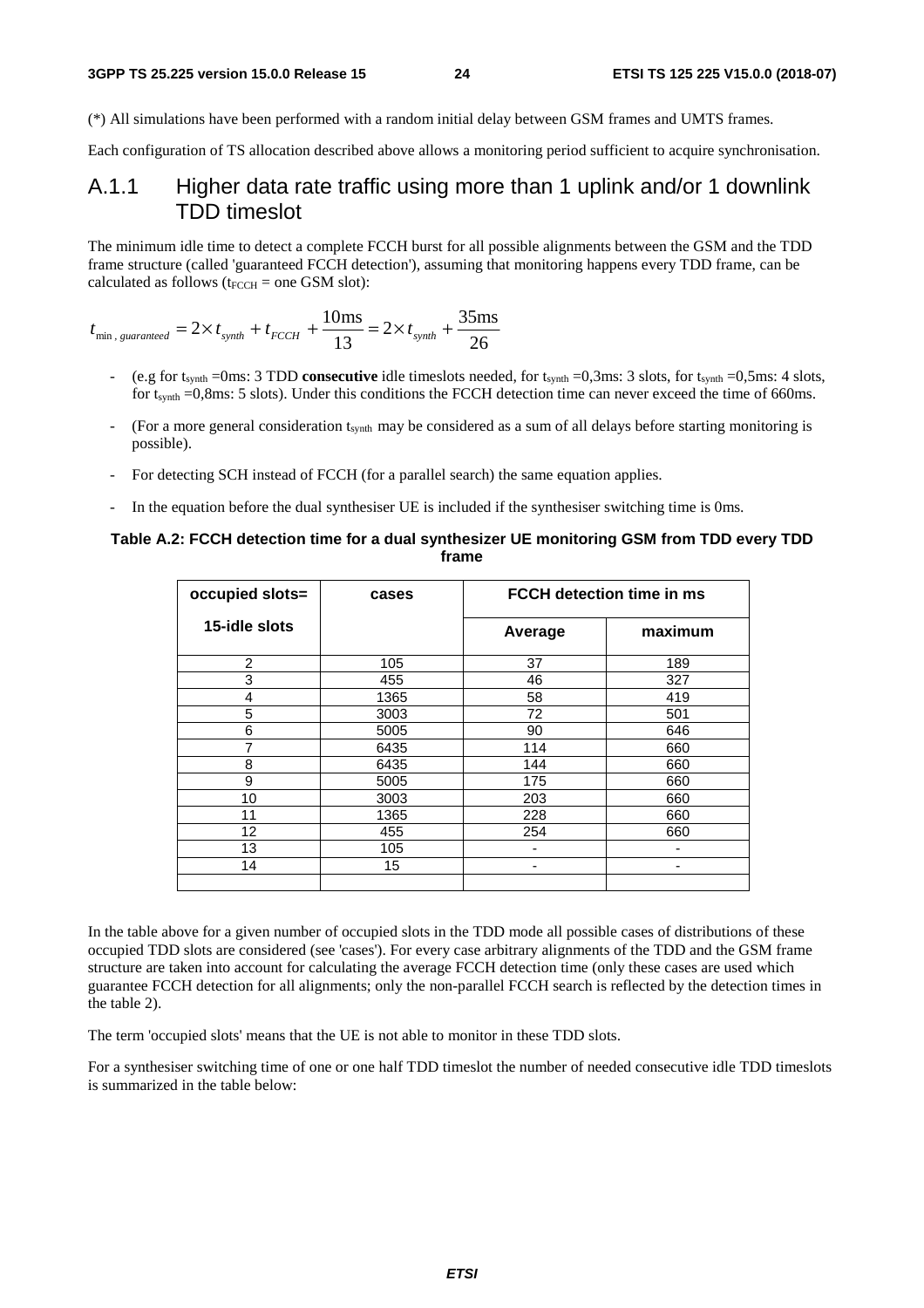(*) All simulations have been performed with a random initial delay between GSM frames and UMTS frames.

Each configuration of TS allocation described above allows a monitoring period sufficient to acquire synchronisation.

### A.1.1 Higher data rate traffic using more than 1 uplink and/or 1 downlink TDD timeslot

The minimum idle time to detect a complete FCCH burst for all possible alignments between the GSM and the TDD frame structure (called 'guaranteed FCCH detection'), assuming that monitoring happens every TDD frame, can be calculated as follows ($t_{FCCH}$ = one GSM slot):

$$t_{\min,\,guaranteed} = 2 \times t_{synth} + t_{FCCH} + \frac{10\text{ms}}{13} = 2 \times t_{synth} + \frac{35\text{ms}}{26}$$

- (e.g for $t_{synth}$ =0ms: 3 TDD **consecutive** idle timeslots needed, for $t_{synth}$ =0,3ms: 3 slots, for $t_{synth}$ =0,5ms: 4 slots, for $t_{synth}$ =0,8ms: 5 slots). Under this conditions the FCCH detection time can never exceed the time of 660ms.
- (For a more general consideration $t_{synth}$ may be considered as a sum of all delays before starting monitoring is possible).
- For detecting SCH instead of FCCH (for a parallel search) the same equation applies.
- In the equation before the dual synthesiser UE is included if the synthesiser switching time is 0ms.

**Table A.2: FCCH detection time for a dual synthesizer UE monitoring GSM from TDD every TDD frame**

| occupied slots= 15-idle slots | cases | FCCH detection time in ms | |
|---|---|---|---|
| | | Average | maximum |
| 2 | 105 | 37 | 189 |
| 3 | 455 | 46 | 327 |
| 4 | 1365 | 58 | 419 |
| 5 | 3003 | 72 | 501 |
| 6 | 5005 | 90 | 646 |
| 7 | 6435 | 114 | 660 |
| 8 | 6435 | 144 | 660 |
| 9 | 5005 | 175 | 660 |
| 10 | 3003 | 203 | 660 |
| 11 | 1365 | 228 | 660 |
| 12 | 455 | 254 | 660 |
| 13 | 105 | - | - |
| 14 | 15 | - | - |
| | | | |

In the table above for a given number of occupied slots in the TDD mode all possible cases of distributions of these occupied TDD slots are considered (see 'cases'). For every case arbitrary alignments of the TDD and the GSM frame structure are taken into account for calculating the average FCCH detection time (only these cases are used which guarantee FCCH detection for all alignments; only the non-parallel FCCH search is reflected by the detection times in the table 2).

The term 'occupied slots' means that the UE is not able to monitor in these TDD slots.

For a synthesiser switching time of one or one half TDD timeslot the number of needed consecutive idle TDD timeslots is summarized in the table below: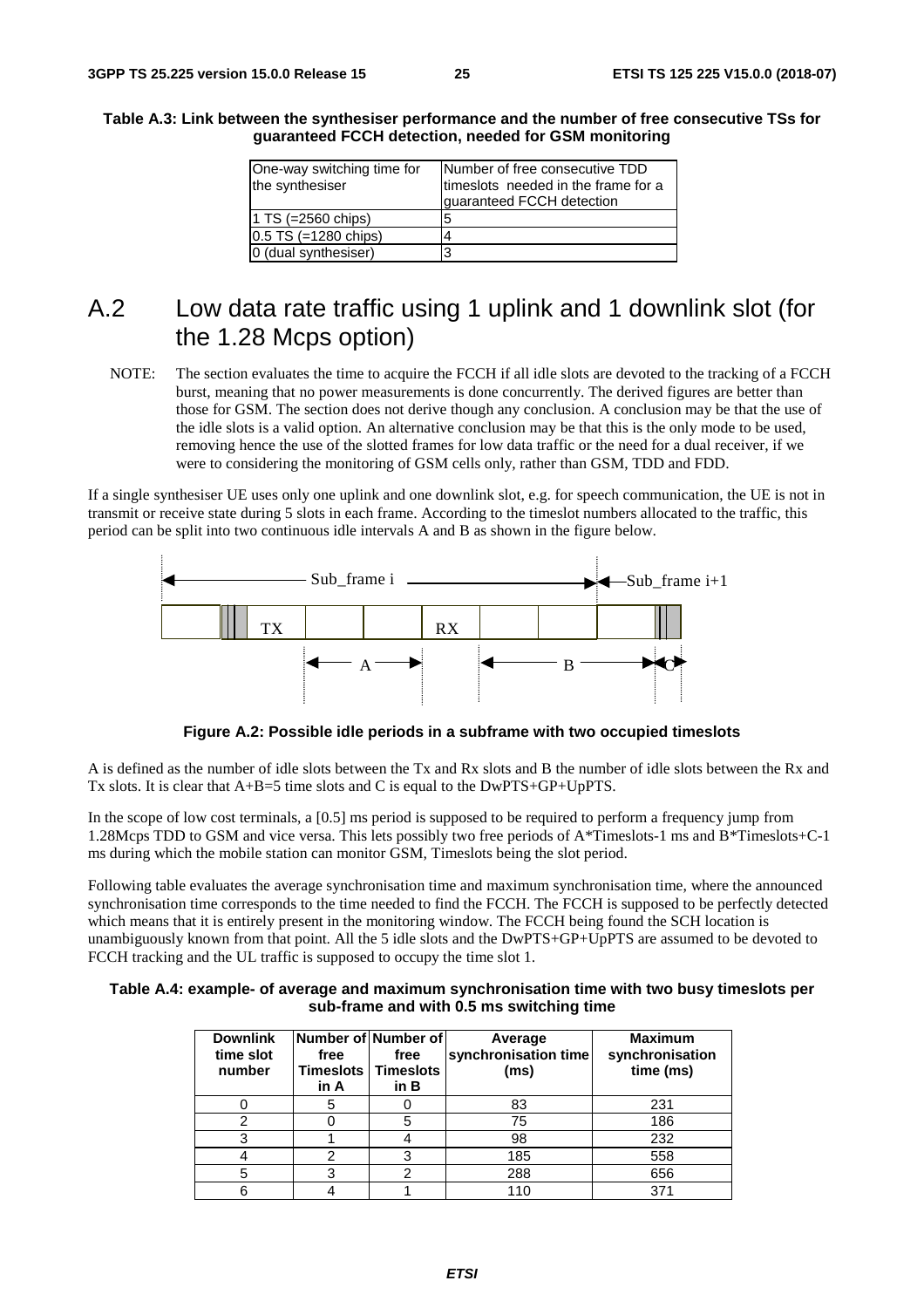**Table A.3: Link between the synthesiser performance and the number of free consecutive TSs for guaranteed FCCH detection, needed for GSM monitoring**

| One-way switching time for the synthesiser | Number of free consecutive TDD timeslots needed in the frame for a guaranteed FCCH detection |
|---|---|
| 1 TS (=2560 chips) | 5 |
| 0.5 TS (=1280 chips) | 4 |
| 0 (dual synthesiser) | 3 |

# A.2 Low data rate traffic using 1 uplink and 1 downlink slot (for the 1.28 Mcps option)

NOTE: The section evaluates the time to acquire the FCCH if all idle slots are devoted to the tracking of a FCCH burst, meaning that no power measurements is done concurrently. The derived figures are better than those for GSM. The section does not derive though any conclusion. A conclusion may be that the use of the idle slots is a valid option. An alternative conclusion may be that this is the only mode to be used, removing hence the use of the slotted frames for low data traffic or the need for a dual receiver, if we were to considering the monitoring of GSM cells only, rather than GSM, TDD and FDD.

If a single synthesiser UE uses only one uplink and one downlink slot, e.g. for speech communication, the UE is not in transmit or receive state during 5 slots in each frame. According to the timeslot numbers allocated to the traffic, this period can be split into two continuous idle intervals A and B as shown in the figure below.

**Figure A.2: Possible idle periods in a subframe with two occupied timeslots**

A is defined as the number of idle slots between the Tx and Rx slots and B the number of idle slots between the Rx and Tx slots. It is clear that A+B=5 time slots and C is equal to the DwPTS+GP+UpPTS.

In the scope of low cost terminals, a [0.5] ms period is supposed to be required to perform a frequency jump from 1.28Mcps TDD to GSM and vice versa. This lets possibly two free periods of A*Timeslots-1 ms and B*Timeslots+C-1 ms during which the mobile station can monitor GSM, Timeslots being the slot period.

Following table evaluates the average synchronisation time and maximum synchronisation time, where the announced synchronisation time corresponds to the time needed to find the FCCH. The FCCH is supposed to be perfectly detected which means that it is entirely present in the monitoring window. The FCCH being found the SCH location is unambiguously known from that point. All the 5 idle slots and the DwPTS+GP+UpPTS are assumed to be devoted to FCCH tracking and the UL traffic is supposed to occupy the time slot 1.

**Table A.4: example- of average and maximum synchronisation time with two busy timeslots per sub-frame and with 0.5 ms switching time**

| Downlink time slot number | Number of free Timeslots in A | Number of free Timeslots in B | Average synchronisation time (ms) | Maximum synchronisation time (ms) |
|---|---|---|---|---|
| 0 | 5 | 0 | 83 | 231 |
| 2 | 0 | 5 | 75 | 186 |
| 3 | 1 | 4 | 98 | 232 |
| 4 | 2 | 3 | 185 | 558 |
| 5 | 3 | 2 | 288 | 656 |
| 6 | 4 | 1 | 110 | 371 |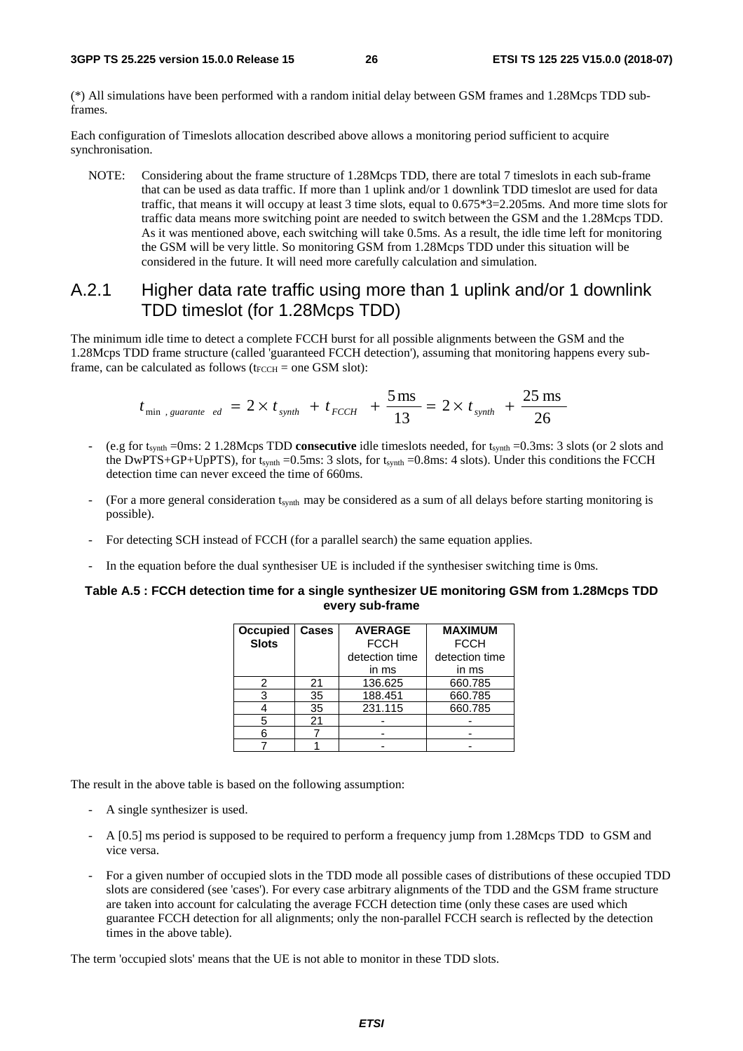(*) All simulations have been performed with a random initial delay between GSM frames and 1.28Mcps TDD sub-frames.

Each configuration of Timeslots allocation described above allows a monitoring period sufficient to acquire synchronisation.

NOTE: Considering about the frame structure of 1.28Mcps TDD, there are total 7 timeslots in each sub-frame that can be used as data traffic. If more than 1 uplink and/or 1 downlink TDD timeslot are used for data traffic, that means it will occupy at least 3 time slots, equal to 0.675*3=2.205ms. And more time slots for traffic data means more switching point are needed to switch between the GSM and the 1.28Mcps TDD. As it was mentioned above, each switching will take 0.5ms. As a result, the idle time left for monitoring the GSM will be very little. So monitoring GSM from 1.28Mcps TDD under this situation will be considered in the future. It will need more carefully calculation and simulation.

## A.2.1 Higher data rate traffic using more than 1 uplink and/or 1 downlink TDD timeslot (for 1.28Mcps TDD)

The minimum idle time to detect a complete FCCH burst for all possible alignments between the GSM and the 1.28Mcps TDD frame structure (called 'guaranteed FCCH detection'), assuming that monitoring happens every sub-frame, can be calculated as follows ($t_{FCCH}$ = one GSM slot):

$$t_{\min,\ guaranteed} = 2 \times t_{synth} + t_{FCCH} + \frac{5\,\text{ms}}{13} = 2 \times t_{synth} + \frac{25\,\text{ms}}{26}$$

- (e.g for $t_{synth}$ =0ms: 2 1.28Mcps TDD **consecutive** idle timeslots needed, for $t_{synth}$ =0.3ms: 3 slots (or 2 slots and the DwPTS+GP+UpPTS), for $t_{synth}$ =0.5ms: 3 slots, for $t_{synth}$ =0.8ms: 4 slots). Under this conditions the FCCH detection time can never exceed the time of 660ms.
- (For a more general consideration $t_{synth}$ may be considered as a sum of all delays before starting monitoring is possible).
- For detecting SCH instead of FCCH (for a parallel search) the same equation applies.
- In the equation before the dual synthesiser UE is included if the synthesiser switching time is 0ms.

**Table A.5 : FCCH detection time for a single synthesizer UE monitoring GSM from 1.28Mcps TDD every sub-frame**

| Occupied Slots | Cases | AVERAGE FCCH detection time in ms | MAXIMUM FCCH detection time in ms |
|---|---|---|---|
| 2 | 21 | 136.625 | 660.785 |
| 3 | 35 | 188.451 | 660.785 |
| 4 | 35 | 231.115 | 660.785 |
| 5 | 21 | - | - |
| 6 | 7 | - | - |
| 7 | 1 | - | - |

The result in the above table is based on the following assumption:

- A single synthesizer is used.
- A [0.5] ms period is supposed to be required to perform a frequency jump from 1.28Mcps TDD to GSM and vice versa.
- For a given number of occupied slots in the TDD mode all possible cases of distributions of these occupied TDD slots are considered (see 'cases'). For every case arbitrary alignments of the TDD and the GSM frame structure are taken into account for calculating the average FCCH detection time (only these cases are used which guarantee FCCH detection for all alignments; only the non-parallel FCCH search is reflected by the detection times in the above table).

The term 'occupied slots' means that the UE is not able to monitor in these TDD slots.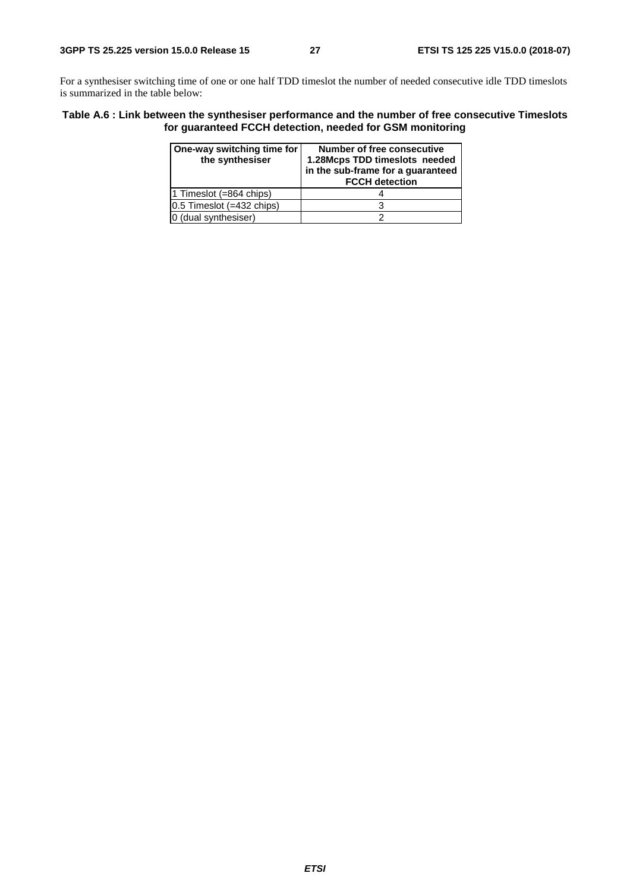For a synthesiser switching time of one or one half TDD timeslot the number of needed consecutive idle TDD timeslots is summarized in the table below:

**Table A.6 : Link between the synthesiser performance and the number of free consecutive Timeslots for guaranteed FCCH detection, needed for GSM monitoring**

| One-way switching time for the synthesiser | Number of free consecutive 1.28Mcps TDD timeslots needed in the sub-frame for a guaranteed FCCH detection |
|---|---|
| 1 Timeslot (=864 chips) | 4 |
| 0.5 Timeslot (=432 chips) | 3 |
| 0 (dual synthesiser) | 2 |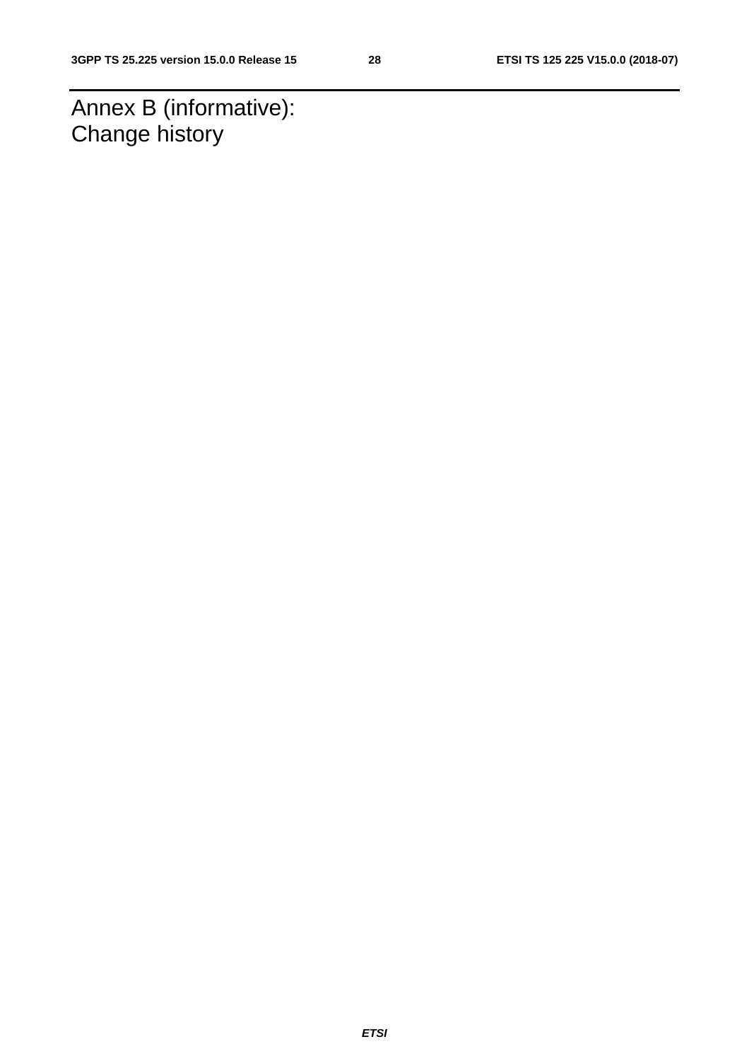# Annex B (informative): Change history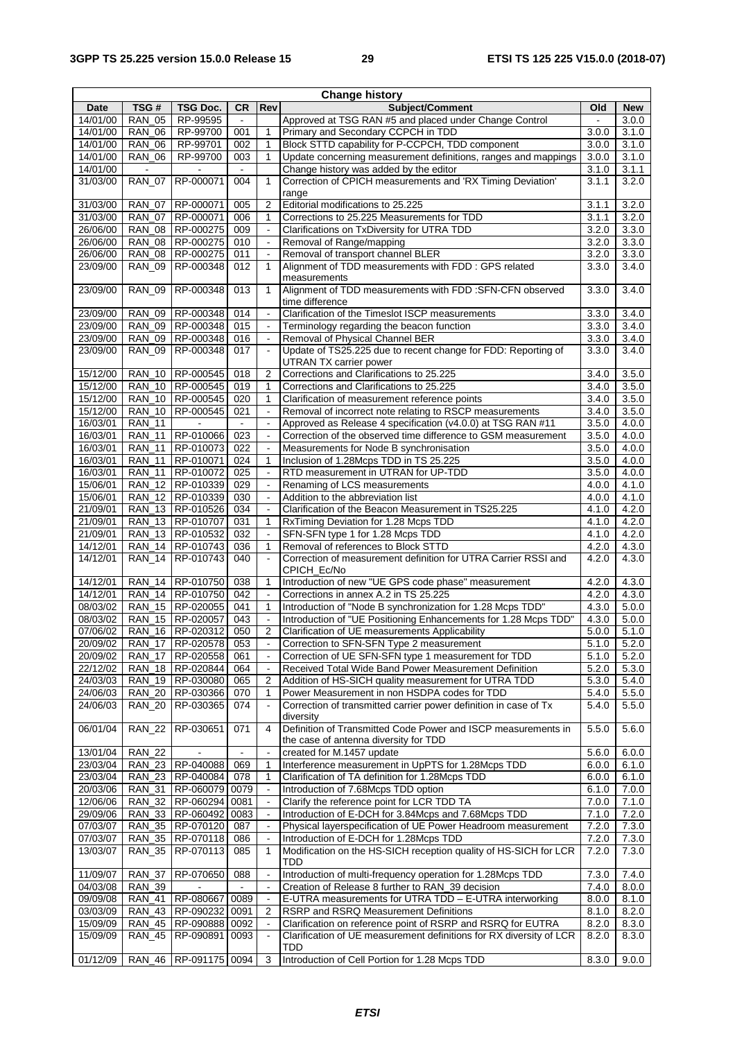| Change history | | | | | | | |
|---|---|---|---|---|---|---|---|
| **Date** | **TSG #** | **TSG Doc.** | **CR** | **Rev** | **Subject/Comment** | **Old** | **New** |
| 14/01/00 | RAN_05 | RP-99595 | - | | Approved at TSG RAN #5 and placed under Change Control | - | 3.0.0 |
| 14/01/00 | RAN_06 | RP-99700 | 001 | 1 | Primary and Secondary CCPCH in TDD | 3.0.0 | 3.1.0 |
| 14/01/00 | RAN_06 | RP-99701 | 002 | 1 | Block STTD capability for P-CCPCH, TDD component | 3.0.0 | 3.1.0 |
| 14/01/00 | RAN_06 | RP-99700 | 003 | 1 | Update concerning measurement definitions, ranges and mappings | 3.0.0 | 3.1.0 |
| 14/01/00 | - | - | - | | Change history was added by the editor | 3.1.0 | 3.1.1 |
| 31/03/00 | RAN_07 | RP-000071 | 004 | 1 | Correction of CPICH measurements and 'RX Timing Deviation' range | 3.1.1 | 3.2.0 |
| 31/03/00 | RAN_07 | RP-000071 | 005 | 2 | Editorial modifications to 25.225 | 3.1.1 | 3.2.0 |
| 31/03/00 | RAN_07 | RP-000071 | 006 | 1 | Corrections to 25.225 Measurements for TDD | 3.1.1 | 3.2.0 |
| 26/06/00 | RAN_08 | RP-000275 | 009 | - | Clarifications on TxDiversity for UTRA TDD | 3.2.0 | 3.3.0 |
| 26/06/00 | RAN_08 | RP-000275 | 010 | - | Removal of Range/mapping | 3.2.0 | 3.3.0 |
| 26/06/00 | RAN_08 | RP-000275 | 011 | - | Removal of transport channel BLER | 3.2.0 | 3.3.0 |
| 23/09/00 | RAN_09 | RP-000348 | 012 | 1 | Alignment of TDD measurements with FDD : GPS related measurements | 3.3.0 | 3.4.0 |
| 23/09/00 | RAN_09 | RP-000348 | 013 | 1 | Alignment of TDD measurements with FDD :SFN-CFN observed time difference | 3.3.0 | 3.4.0 |
| 23/09/00 | RAN_09 | RP-000348 | 014 | - | Clarification of the Timeslot ISCP measurements | 3.3.0 | 3.4.0 |
| 23/09/00 | RAN_09 | RP-000348 | 015 | - | Terminology regarding the beacon function | 3.3.0 | 3.4.0 |
| 23/09/00 | RAN_09 | RP-000348 | 016 | - | Removal of Physical Channel BER | 3.3.0 | 3.4.0 |
| 23/09/00 | RAN_09 | RP-000348 | 017 | - | Update of TS25.225 due to recent change for FDD: Reporting of UTRAN TX carrier power | 3.3.0 | 3.4.0 |
| 15/12/00 | RAN_10 | RP-000545 | 018 | 2 | Corrections and Clarifications to 25.225 | 3.4.0 | 3.5.0 |
| 15/12/00 | RAN_10 | RP-000545 | 019 | 1 | Corrections and Clarifications to 25.225 | 3.4.0 | 3.5.0 |
| 15/12/00 | RAN_10 | RP-000545 | 020 | 1 | Clarification of measurement reference points | 3.4.0 | 3.5.0 |
| 15/12/00 | RAN_10 | RP-000545 | 021 | - | Removal of incorrect note relating to RSCP measurements | 3.4.0 | 3.5.0 |
| 16/03/01 | RAN_11 | - | - | - | Approved as Release 4 specification (v4.0.0) at TSG RAN #11 | 3.5.0 | 4.0.0 |
| 16/03/01 | RAN_11 | RP-010066 | 023 | - | Correction of the observed time difference to GSM measurement | 3.5.0 | 4.0.0 |
| 16/03/01 | RAN_11 | RP-010073 | 022 | - | Measurements for Node B synchronisation | 3.5.0 | 4.0.0 |
| 16/03/01 | RAN_11 | RP-010071 | 024 | 1 | Inclusion of 1.28Mcps TDD in TS 25.225 | 3.5.0 | 4.0.0 |
| 16/03/01 | RAN_11 | RP-010072 | 025 | - | RTD measurement in UTRAN for UP-TDD | 3.5.0 | 4.0.0 |
| 15/06/01 | RAN_12 | RP-010339 | 029 | - | Renaming of LCS measurements | 4.0.0 | 4.1.0 |
| 15/06/01 | RAN_12 | RP-010339 | 030 | - | Addition to the abbreviation list | 4.0.0 | 4.1.0 |
| 21/09/01 | RAN_13 | RP-010526 | 034 | - | Clarification of the Beacon Measurement in TS25.225 | 4.1.0 | 4.2.0 |
| 21/09/01 | RAN_13 | RP-010707 | 031 | 1 | RxTiming Deviation for 1.28 Mcps TDD | 4.1.0 | 4.2.0 |
| 21/09/01 | RAN_13 | RP-010532 | 032 | - | SFN-SFN type 1 for 1.28 Mcps TDD | 4.1.0 | 4.2.0 |
| 14/12/01 | RAN_14 | RP-010743 | 036 | 1 | Removal of references to Block STTD | 4.2.0 | 4.3.0 |
| 14/12/01 | RAN_14 | RP-010743 | 040 | - | Correction of measurement definition for UTRA Carrier RSSI and CPICH_Ec/No | 4.2.0 | 4.3.0 |
| 14/12/01 | RAN_14 | RP-010750 | 038 | 1 | Introduction of new "UE GPS code phase" measurement | 4.2.0 | 4.3.0 |
| 14/12/01 | RAN_14 | RP-010750 | 042 | - | Corrections in annex A.2 in TS 25.225 | 4.2.0 | 4.3.0 |
| 08/03/02 | RAN_15 | RP-020055 | 041 | 1 | Introduction of "Node B synchronization for 1.28 Mcps TDD" | 4.3.0 | 5.0.0 |
| 08/03/02 | RAN_15 | RP-020057 | 043 | - | Introduction of "UE Positioning Enhancements for 1.28 Mcps TDD" | 4.3.0 | 5.0.0 |
| 07/06/02 | RAN_16 | RP-020312 | 050 | 2 | Clarification of UE measurements Applicability | 5.0.0 | 5.1.0 |
| 20/09/02 | RAN_17 | RP-020578 | 053 | - | Correction to SFN-SFN Type 2 measurement | 5.1.0 | 5.2.0 |
| 20/09/02 | RAN_17 | RP-020558 | 061 | - | Correction of UE SFN-SFN type 1 measurement for TDD | 5.1.0 | 5.2.0 |
| 22/12/02 | RAN_18 | RP-020844 | 064 | - | Received Total Wide Band Power Measurement Definition | 5.2.0 | 5.3.0 |
| 24/03/03 | RAN_19 | RP-030080 | 065 | 2 | Addition of HS-SICH quality measurement for UTRA TDD | 5.3.0 | 5.4.0 |
| 24/06/03 | RAN_20 | RP-030366 | 070 | 1 | Power Measurement in non HSDPA codes for TDD | 5.4.0 | 5.5.0 |
| 24/06/03 | RAN_20 | RP-030365 | 074 | - | Correction of transmitted carrier power definition in case of Tx diversity | 5.4.0 | 5.5.0 |
| 06/01/04 | RAN_22 | RP-030651 | 071 | 4 | Definition of Transmitted Code Power and ISCP measurements in the case of antenna diversity for TDD | 5.5.0 | 5.6.0 |
| 13/01/04 | RAN_22 | - | - | - | created for M.1457 update | 5.6.0 | 6.0.0 |
| 23/03/04 | RAN_23 | RP-040088 | 069 | 1 | Interference measurement in UpPTS for 1.28Mcps TDD | 6.0.0 | 6.1.0 |
| 23/03/04 | RAN_23 | RP-040084 | 078 | 1 | Clarification of TA definition for 1.28Mcps TDD | 6.0.0 | 6.1.0 |
| 20/03/06 | RAN_31 | RP-060079 | 0079 | - | Introduction of 7.68Mcps TDD option | 6.1.0 | 7.0.0 |
| 12/06/06 | RAN_32 | RP-060294 | 0081 | - | Clarify the reference point for LCR TDD TA | 7.0.0 | 7.1.0 |
| 29/09/06 | RAN_33 | RP-060492 | 0083 | - | Introduction of E-DCH for 3.84Mcps and 7.68Mcps TDD | 7.1.0 | 7.2.0 |
| 07/03/07 | RAN_35 | RP-070120 | 087 | - | Physical layerspecification of UE Power Headroom measurement | 7.2.0 | 7.3.0 |
| 07/03/07 | RAN_35 | RP-070118 | 086 | - | Introduction of E-DCH for 1.28Mcps TDD | 7.2.0 | 7.3.0 |
| 13/03/07 | RAN_35 | RP-070113 | 085 | 1 | Modification on the HS-SICH reception quality of HS-SICH for LCR TDD | 7.2.0 | 7.3.0 |
| 11/09/07 | RAN_37 | RP-070650 | 088 | - | Introduction of multi-frequency operation for 1.28Mcps TDD | 7.3.0 | 7.4.0 |
| 04/03/08 | RAN_39 | - | - | - | Creation of Release 8 further to RAN_39 decision | 7.4.0 | 8.0.0 |
| 09/09/08 | RAN_41 | RP-080667 | 0089 | - | E-UTRA measurements for UTRA TDD – E-UTRA interworking | 8.0.0 | 8.1.0 |
| 03/03/09 | RAN_43 | RP-090232 | 0091 | 2 | RSRP and RSRQ Measurement Definitions | 8.1.0 | 8.2.0 |
| 15/09/09 | RAN_45 | RP-090888 | 0092 | - | Clarification on reference point of RSRP and RSRQ for EUTRA | 8.2.0 | 8.3.0 |
| 15/09/09 | RAN_45 | RP-090891 | 0093 | - | Clarification of UE measurement definitions for RX diversity of LCR TDD | 8.2.0 | 8.3.0 |
| 01/12/09 | RAN_46 | RP-091175 | 0094 | 3 | Introduction of Cell Portion for 1.28 Mcps TDD | 8.3.0 | 9.0.0 |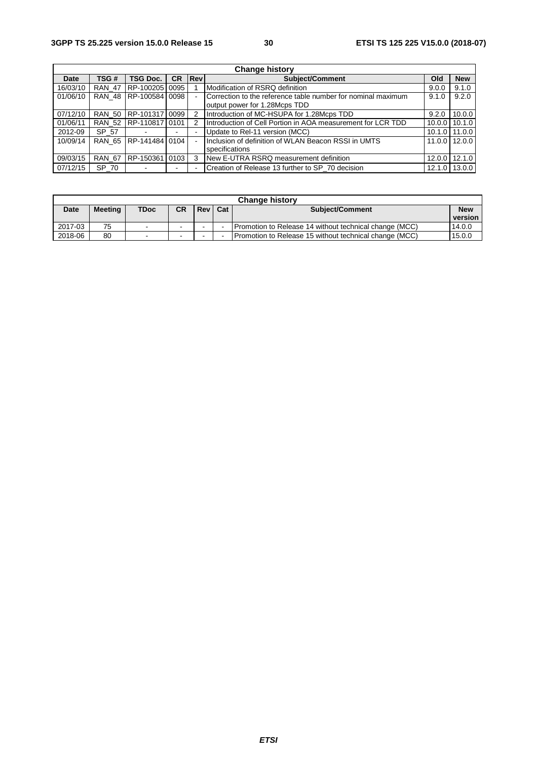| Change history | | | | | | | |
|---|---|---|---|---|---|---|---|
| Date | TSG # | TSG Doc. | CR | Rev | Subject/Comment | Old | New |
| 16/03/10 | RAN_47 | RP-100205 | 0095 | 1 | Modification of RSRQ definition | 9.0.0 | 9.1.0 |
| 01/06/10 | RAN_48 | RP-100584 | 0098 | - | Correction to the reference table number for nominal maximum output power for 1.28Mcps TDD | 9.1.0 | 9.2.0 |
| 07/12/10 | RAN_50 | RP-101317 | 0099 | 2 | Introduction of MC-HSUPA for 1.28Mcps TDD | 9.2.0 | 10.0.0 |
| 01/06/11 | RAN_52 | RP-110817 | 0101 | 2 | Introduction of Cell Portion in AOA measurement for LCR TDD | 10.0.0 | 10.1.0 |
| 2012-09 | SP_57 | - | - | - | Update to Rel-11 version (MCC) | 10.1.0 | 11.0.0 |
| 10/09/14 | RAN_65 | RP-141484 | 0104 | - | Inclusion of definition of WLAN Beacon RSSI in UMTS specifications | 11.0.0 | 12.0.0 |
| 09/03/15 | RAN_67 | RP-150361 | 0103 | 3 | New E-UTRA RSRQ measurement definition | 12.0.0 | 12.1.0 |
| 07/12/15 | SP_70 | - | - | - | Creation of Release 13 further to SP_70 decision | 12.1.0 | 13.0.0 |

| Change history | | | | | | | |
|---|---|---|---|---|---|---|---|
| Date | Meeting | TDoc | CR | Rev | Cat | Subject/Comment | New version |
| 2017-03 | 75 | - | - | - | - | Promotion to Release 14 without technical change (MCC) | 14.0.0 |
| 2018-06 | 80 | - | - | - | - | Promotion to Release 15 without technical change (MCC) | 15.0.0 |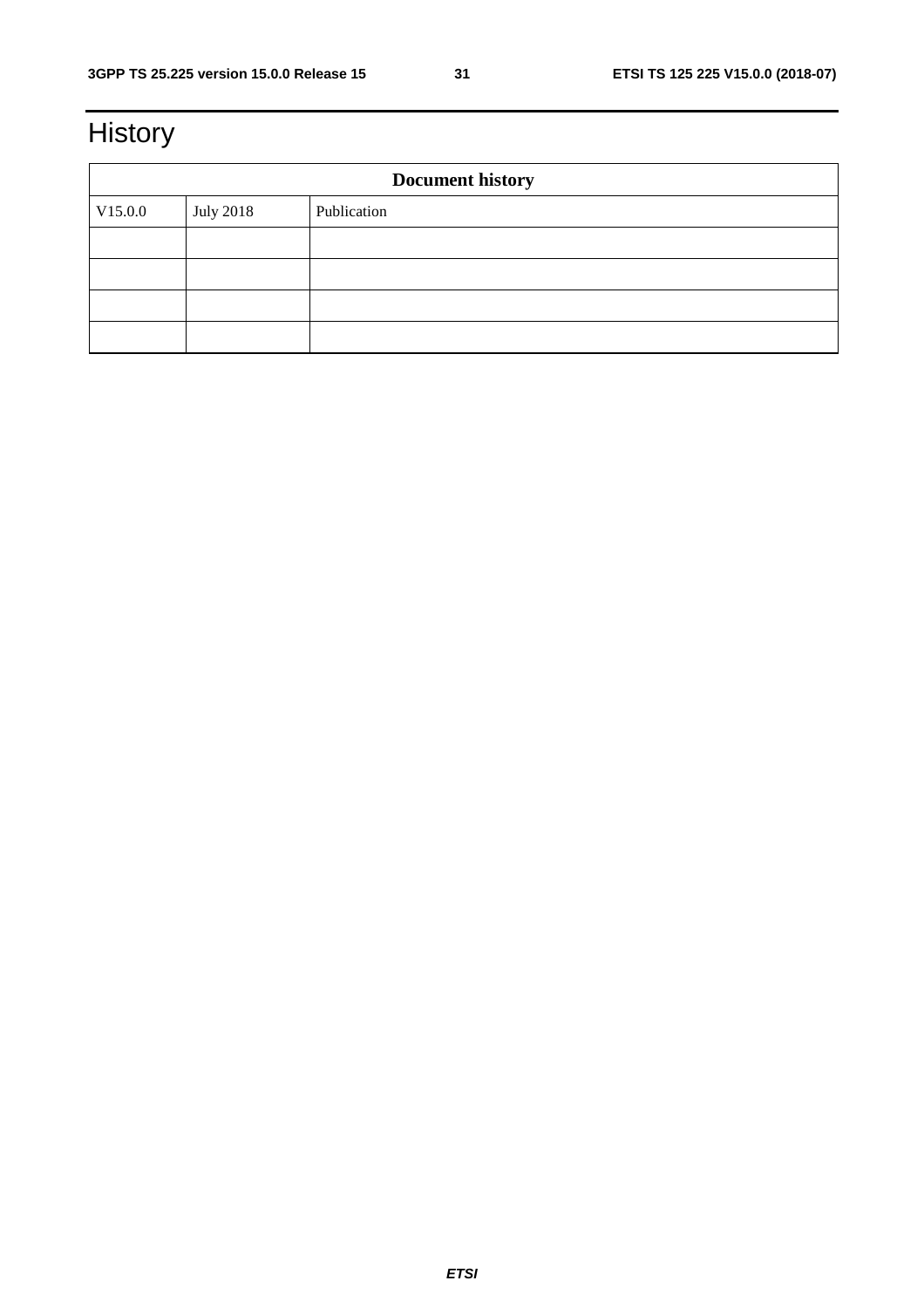# History

| Document history | | |
|---|---|---|
| V15.0.0 | July 2018 | Publication |
| | | |
| | | |
| | | |
| | | |